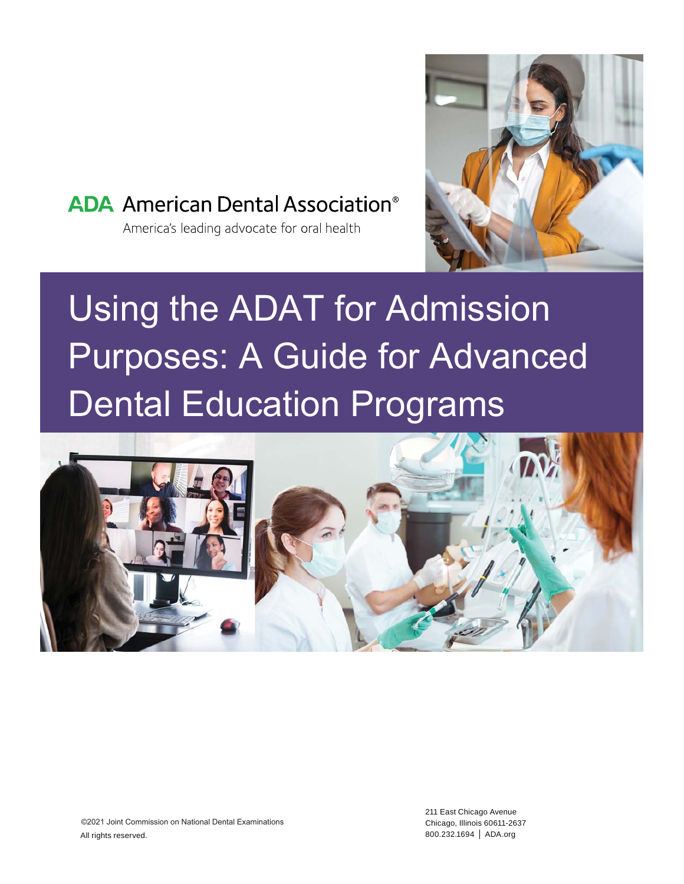ADA American Dental Association®

America's leading advocate for oral health

# Using the ADAT for Admission Purposes: A Guide for Advanced Dental Education Programs

©2021 Joint Commission on National Dental Examinations

All rights reserved.

211 East Chicago Avenue

Chicago, Illinois 60611-2637

800.232.1694 | ADA.org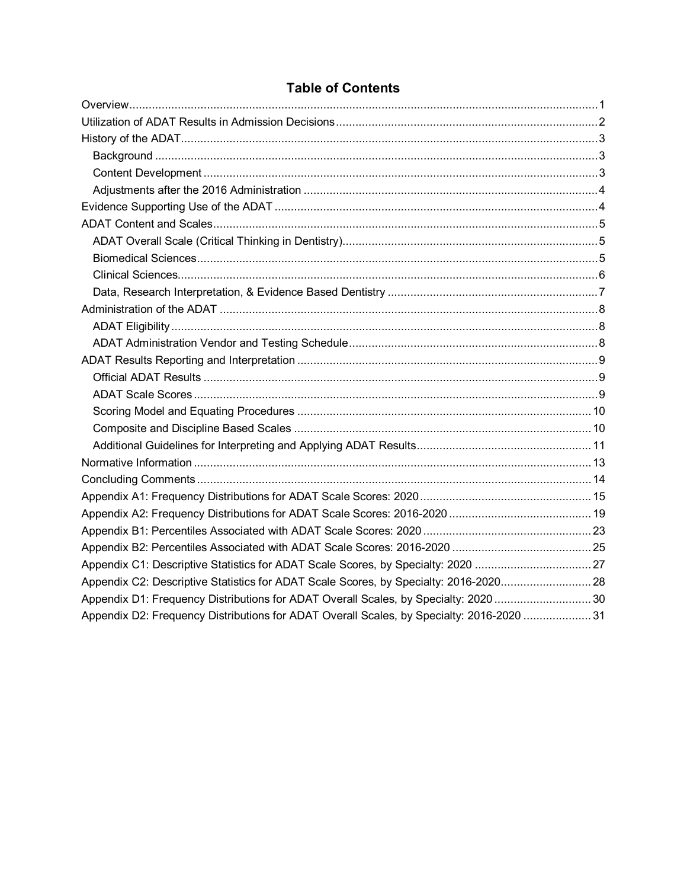# Table of Contents

- Overview ........................................................................................................................................ 1
- Utilization of ADAT Results in Admission Decisions ................................................................ 2
- History of the ADAT ...................................................................................................................... 3
  - Background ............................................................................................................................ 3
  - Content Development ............................................................................................................ 3
  - Adjustments after the 2016 Administration ........................................................................ 4
- Evidence Supporting Use of the ADAT ....................................................................................... 4
- ADAT Content and Scales ............................................................................................................ 5
  - ADAT Overall Scale (Critical Thinking in Dentistry) ............................................................ 5
  - Biomedical Sciences .............................................................................................................. 5
  - Clinical Sciences ..................................................................................................................... 6
  - Data, Research Interpretation, & Evidence Based Dentistry .............................................. 7
- Administration of the ADAT ........................................................................................................ 8
  - ADAT Eligibility ....................................................................................................................... 8
  - ADAT Administration Vendor and Testing Schedule ........................................................... 8
- ADAT Results Reporting and Interpretation ............................................................................... 9
  - Official ADAT Results ............................................................................................................ 9
  - ADAT Scale Scores ................................................................................................................ 9
  - Scoring Model and Equating Procedures ........................................................................... 10
  - Composite and Discipline Based Scales ........................................................................... 10
  - Additional Guidelines for Interpreting and Applying ADAT Results ................................ 11
- Normative Information ............................................................................................................... 13
- Concluding Comments .............................................................................................................. 14
- Appendix A1: Frequency Distributions for ADAT Scale Scores: 2020 .................................... 15
- Appendix A2: Frequency Distributions for ADAT Scale Scores: 2016-2020 ........................... 19
- Appendix B1: Percentiles Associated with ADAT Scale Scores: 2020 ................................... 23
- Appendix B2: Percentiles Associated with ADAT Scale Scores: 2016-2020 .......................... 25
- Appendix C1: Descriptive Statistics for ADAT Scale Scores, by Specialty: 2020 .................. 27
- Appendix C2: Descriptive Statistics for ADAT Scale Scores, by Specialty: 2016-2020 ........... 28
- Appendix D1: Frequency Distributions for ADAT Overall Scales, by Specialty: 2020 ............ 30
- Appendix D2: Frequency Distributions for ADAT Overall Scales, by Specialty: 2016-2020 .... 31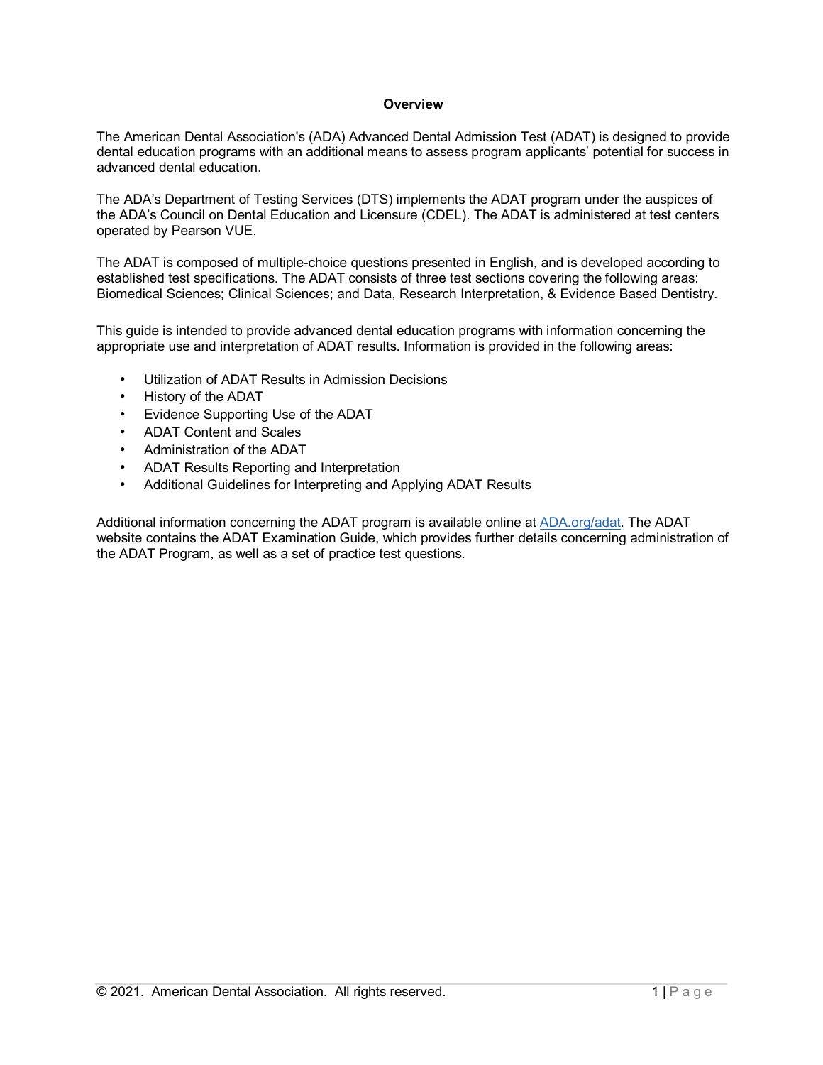## Overview

The American Dental Association's (ADA) Advanced Dental Admission Test (ADAT) is designed to provide dental education programs with an additional means to assess program applicants' potential for success in advanced dental education.

The ADA's Department of Testing Services (DTS) implements the ADAT program under the auspices of the ADA's Council on Dental Education and Licensure (CDEL). The ADAT is administered at test centers operated by Pearson VUE.

The ADAT is composed of multiple-choice questions presented in English, and is developed according to established test specifications. The ADAT consists of three test sections covering the following areas: Biomedical Sciences; Clinical Sciences; and Data, Research Interpretation, & Evidence Based Dentistry.

This guide is intended to provide advanced dental education programs with information concerning the appropriate use and interpretation of ADAT results. Information is provided in the following areas:

- Utilization of ADAT Results in Admission Decisions
- History of the ADAT
- Evidence Supporting Use of the ADAT
- ADAT Content and Scales
- Administration of the ADAT
- ADAT Results Reporting and Interpretation
- Additional Guidelines for Interpreting and Applying ADAT Results

Additional information concerning the ADAT program is available online at [ADA.org/adat](ADA.org/adat). The ADAT website contains the ADAT Examination Guide, which provides further details concerning administration of the ADAT Program, as well as a set of practice test questions.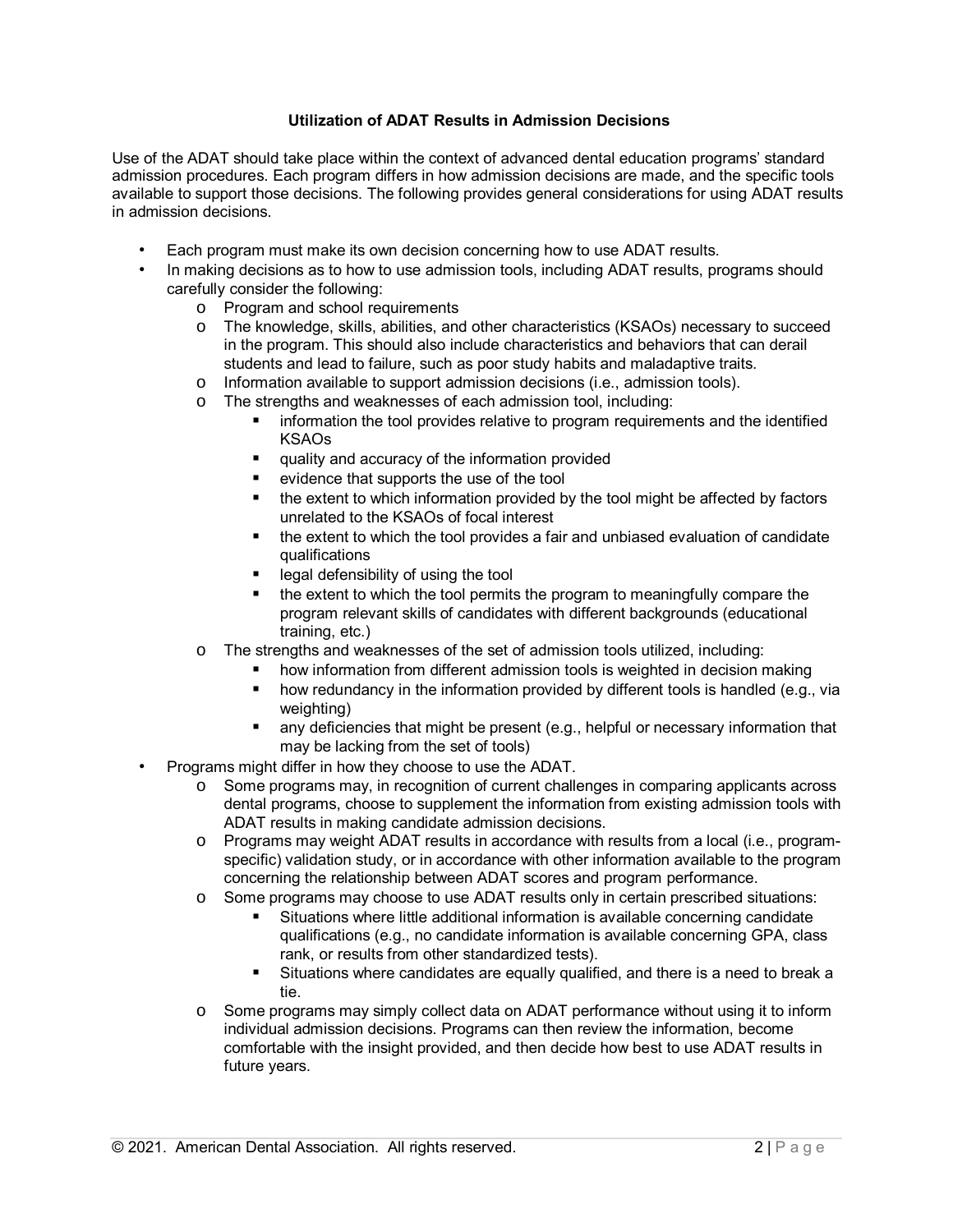**Utilization of ADAT Results in Admission Decisions**

Use of the ADAT should take place within the context of advanced dental education programs' standard admission procedures. Each program differs in how admission decisions are made, and the specific tools available to support those decisions. The following provides general considerations for using ADAT results in admission decisions.

- Each program must make its own decision concerning how to use ADAT results.
- In making decisions as to how to use admission tools, including ADAT results, programs should carefully consider the following:
  - Program and school requirements
  - The knowledge, skills, abilities, and other characteristics (KSAOs) necessary to succeed in the program. This should also include characteristics and behaviors that can derail students and lead to failure, such as poor study habits and maladaptive traits.
  - Information available to support admission decisions (i.e., admission tools).
  - The strengths and weaknesses of each admission tool, including:
    - information the tool provides relative to program requirements and the identified KSAOs
    - quality and accuracy of the information provided
    - evidence that supports the use of the tool
    - the extent to which information provided by the tool might be affected by factors unrelated to the KSAOs of focal interest
    - the extent to which the tool provides a fair and unbiased evaluation of candidate qualifications
    - legal defensibility of using the tool
    - the extent to which the tool permits the program to meaningfully compare the program relevant skills of candidates with different backgrounds (educational training, etc.)
  - The strengths and weaknesses of the set of admission tools utilized, including:
    - how information from different admission tools is weighted in decision making
    - how redundancy in the information provided by different tools is handled (e.g., via weighting)
    - any deficiencies that might be present (e.g., helpful or necessary information that may be lacking from the set of tools)
- Programs might differ in how they choose to use the ADAT.
  - Some programs may, in recognition of current challenges in comparing applicants across dental programs, choose to supplement the information from existing admission tools with ADAT results in making candidate admission decisions.
  - Programs may weight ADAT results in accordance with results from a local (i.e., program-specific) validation study, or in accordance with other information available to the program concerning the relationship between ADAT scores and program performance.
  - Some programs may choose to use ADAT results only in certain prescribed situations:
    - Situations where little additional information is available concerning candidate qualifications (e.g., no candidate information is available concerning GPA, class rank, or results from other standardized tests).
    - Situations where candidates are equally qualified, and there is a need to break a tie.
  - Some programs may simply collect data on ADAT performance without using it to inform individual admission decisions. Programs can then review the information, become comfortable with the insight provided, and then decide how best to use ADAT results in future years.

© 2021. American Dental Association. All rights reserved.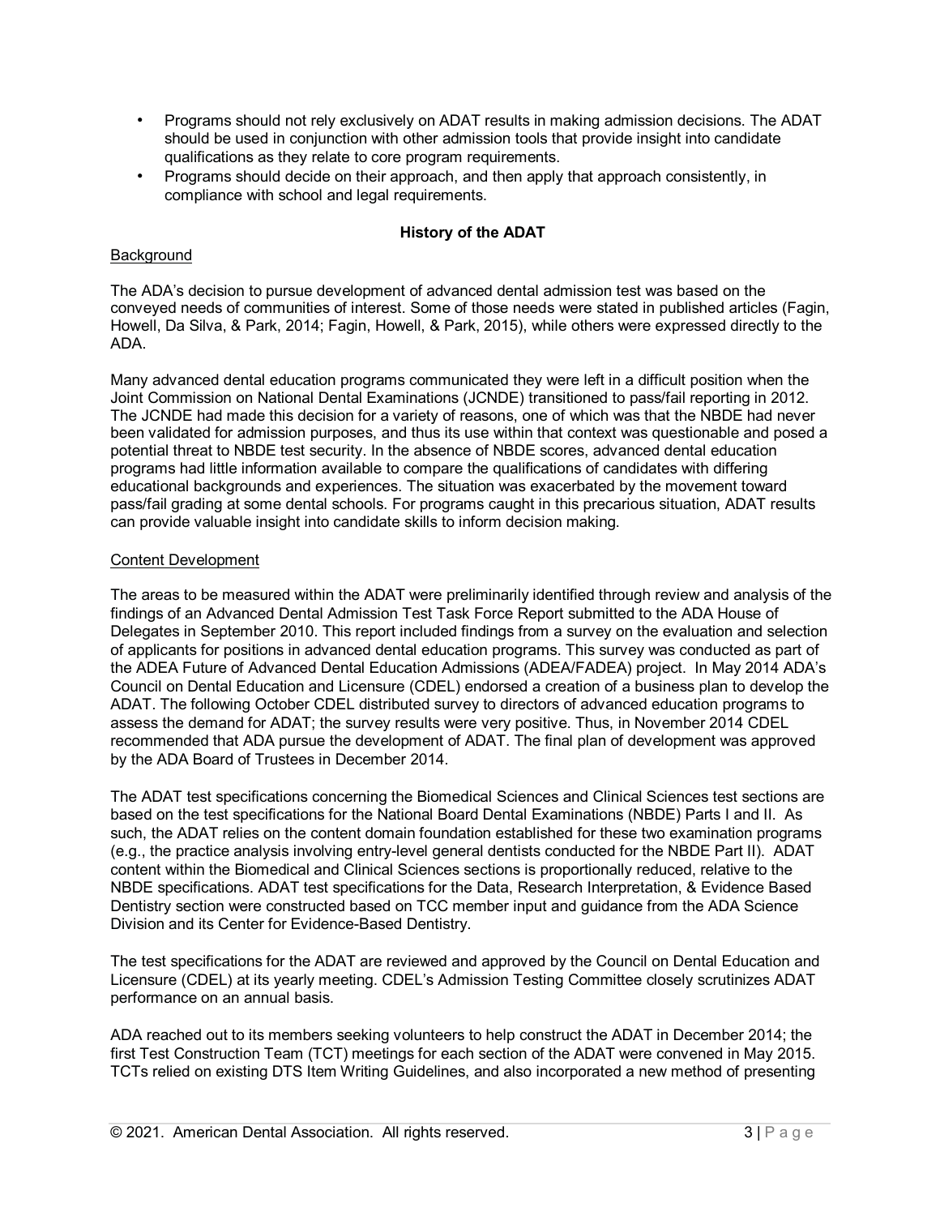- Programs should not rely exclusively on ADAT results in making admission decisions. The ADAT should be used in conjunction with other admission tools that provide insight into candidate qualifications as they relate to core program requirements.
- Programs should decide on their approach, and then apply that approach consistently, in compliance with school and legal requirements.

## History of the ADAT

### Background

The ADA's decision to pursue development of advanced dental admission test was based on the conveyed needs of communities of interest. Some of those needs were stated in published articles (Fagin, Howell, Da Silva, & Park, 2014; Fagin, Howell, & Park, 2015), while others were expressed directly to the ADA.

Many advanced dental education programs communicated they were left in a difficult position when the Joint Commission on National Dental Examinations (JCNDE) transitioned to pass/fail reporting in 2012. The JCNDE had made this decision for a variety of reasons, one of which was that the NBDE had never been validated for admission purposes, and thus its use within that context was questionable and posed a potential threat to NBDE test security. In the absence of NBDE scores, advanced dental education programs had little information available to compare the qualifications of candidates with differing educational backgrounds and experiences. The situation was exacerbated by the movement toward pass/fail grading at some dental schools. For programs caught in this precarious situation, ADAT results can provide valuable insight into candidate skills to inform decision making.

### Content Development

The areas to be measured within the ADAT were preliminarily identified through review and analysis of the findings of an Advanced Dental Admission Test Task Force Report submitted to the ADA House of Delegates in September 2010. This report included findings from a survey on the evaluation and selection of applicants for positions in advanced dental education programs. This survey was conducted as part of the ADEA Future of Advanced Dental Education Admissions (ADEA/FADEA) project. In May 2014 ADA's Council on Dental Education and Licensure (CDEL) endorsed a creation of a business plan to develop the ADAT. The following October CDEL distributed survey to directors of advanced education programs to assess the demand for ADAT; the survey results were very positive. Thus, in November 2014 CDEL recommended that ADA pursue the development of ADAT. The final plan of development was approved by the ADA Board of Trustees in December 2014.

The ADAT test specifications concerning the Biomedical Sciences and Clinical Sciences test sections are based on the test specifications for the National Board Dental Examinations (NBDE) Parts I and II. As such, the ADAT relies on the content domain foundation established for these two examination programs (e.g., the practice analysis involving entry-level general dentists conducted for the NBDE Part II). ADAT content within the Biomedical and Clinical Sciences sections is proportionally reduced, relative to the NBDE specifications. ADAT test specifications for the Data, Research Interpretation, & Evidence Based Dentistry section were constructed based on TCC member input and guidance from the ADA Science Division and its Center for Evidence-Based Dentistry.

The test specifications for the ADAT are reviewed and approved by the Council on Dental Education and Licensure (CDEL) at its yearly meeting. CDEL's Admission Testing Committee closely scrutinizes ADAT performance on an annual basis.

ADA reached out to its members seeking volunteers to help construct the ADAT in December 2014; the first Test Construction Team (TCT) meetings for each section of the ADAT were convened in May 2015. TCTs relied on existing DTS Item Writing Guidelines, and also incorporated a new method of presenting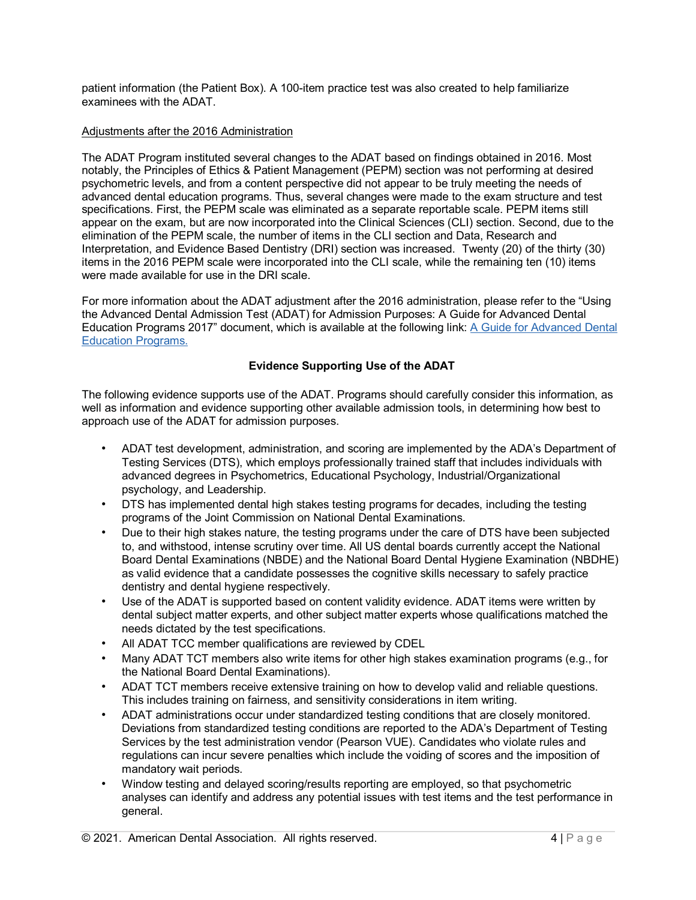patient information (the Patient Box). A 100-item practice test was also created to help familiarize examinees with the ADAT.

Adjustments after the 2016 Administration

The ADAT Program instituted several changes to the ADAT based on findings obtained in 2016. Most notably, the Principles of Ethics & Patient Management (PEPM) section was not performing at desired psychometric levels, and from a content perspective did not appear to be truly meeting the needs of advanced dental education programs. Thus, several changes were made to the exam structure and test specifications. First, the PEPM scale was eliminated as a separate reportable scale. PEPM items still appear on the exam, but are now incorporated into the Clinical Sciences (CLI) section. Second, due to the elimination of the PEPM scale, the number of items in the CLI section and Data, Research and Interpretation, and Evidence Based Dentistry (DRI) section was increased. Twenty (20) of the thirty (30) items in the 2016 PEPM scale were incorporated into the CLI scale, while the remaining ten (10) items were made available for use in the DRI scale.

For more information about the ADAT adjustment after the 2016 administration, please refer to the "Using the Advanced Dental Admission Test (ADAT) for Admission Purposes: A Guide for Advanced Dental Education Programs 2017" document, which is available at the following link: A Guide for Advanced Dental Education Programs.

## Evidence Supporting Use of the ADAT

The following evidence supports use of the ADAT. Programs should carefully consider this information, as well as information and evidence supporting other available admission tools, in determining how best to approach use of the ADAT for admission purposes.

- ADAT test development, administration, and scoring are implemented by the ADA's Department of Testing Services (DTS), which employs professionally trained staff that includes individuals with advanced degrees in Psychometrics, Educational Psychology, Industrial/Organizational psychology, and Leadership.
- DTS has implemented dental high stakes testing programs for decades, including the testing programs of the Joint Commission on National Dental Examinations.
- Due to their high stakes nature, the testing programs under the care of DTS have been subjected to, and withstood, intense scrutiny over time. All US dental boards currently accept the National Board Dental Examinations (NBDE) and the National Board Dental Hygiene Examination (NBDHE) as valid evidence that a candidate possesses the cognitive skills necessary to safely practice dentistry and dental hygiene respectively.
- Use of the ADAT is supported based on content validity evidence. ADAT items were written by dental subject matter experts, and other subject matter experts whose qualifications matched the needs dictated by the test specifications.
- All ADAT TCC member qualifications are reviewed by CDEL
- Many ADAT TCT members also write items for other high stakes examination programs (e.g., for the National Board Dental Examinations).
- ADAT TCT members receive extensive training on how to develop valid and reliable questions. This includes training on fairness, and sensitivity considerations in item writing.
- ADAT administrations occur under standardized testing conditions that are closely monitored. Deviations from standardized testing conditions are reported to the ADA's Department of Testing Services by the test administration vendor (Pearson VUE). Candidates who violate rules and regulations can incur severe penalties which include the voiding of scores and the imposition of mandatory wait periods.
- Window testing and delayed scoring/results reporting are employed, so that psychometric analyses can identify and address any potential issues with test items and the test performance in general.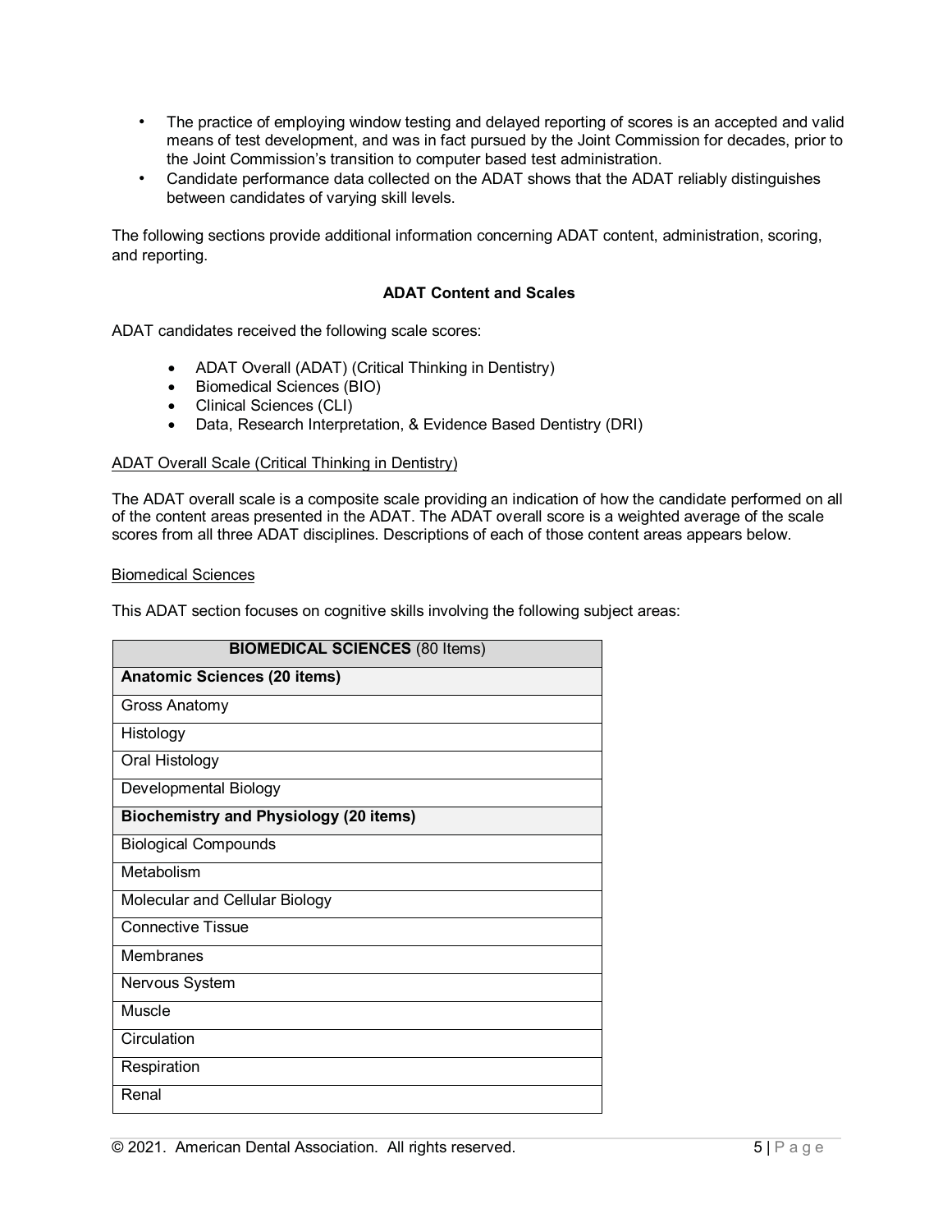- The practice of employing window testing and delayed reporting of scores is an accepted and valid means of test development, and was in fact pursued by the Joint Commission for decades, prior to the Joint Commission's transition to computer based test administration.
- Candidate performance data collected on the ADAT shows that the ADAT reliably distinguishes between candidates of varying skill levels.

The following sections provide additional information concerning ADAT content, administration, scoring, and reporting.

## ADAT Content and Scales

ADAT candidates received the following scale scores:

- ADAT Overall (ADAT) (Critical Thinking in Dentistry)
- Biomedical Sciences (BIO)
- Clinical Sciences (CLI)
- Data, Research Interpretation, & Evidence Based Dentistry (DRI)

### ADAT Overall Scale (Critical Thinking in Dentistry)

The ADAT overall scale is a composite scale providing an indication of how the candidate performed on all of the content areas presented in the ADAT. The ADAT overall score is a weighted average of the scale scores from all three ADAT disciplines. Descriptions of each of those content areas appears below.

### Biomedical Sciences

This ADAT section focuses on cognitive skills involving the following subject areas:

| **BIOMEDICAL SCIENCES** (80 Items) |
|---|
| **Anatomic Sciences (20 items)** |
| Gross Anatomy |
| Histology |
| Oral Histology |
| Developmental Biology |
| **Biochemistry and Physiology (20 items)** |
| Biological Compounds |
| Metabolism |
| Molecular and Cellular Biology |
| Connective Tissue |
| Membranes |
| Nervous System |
| Muscle |
| Circulation |
| Respiration |
| Renal |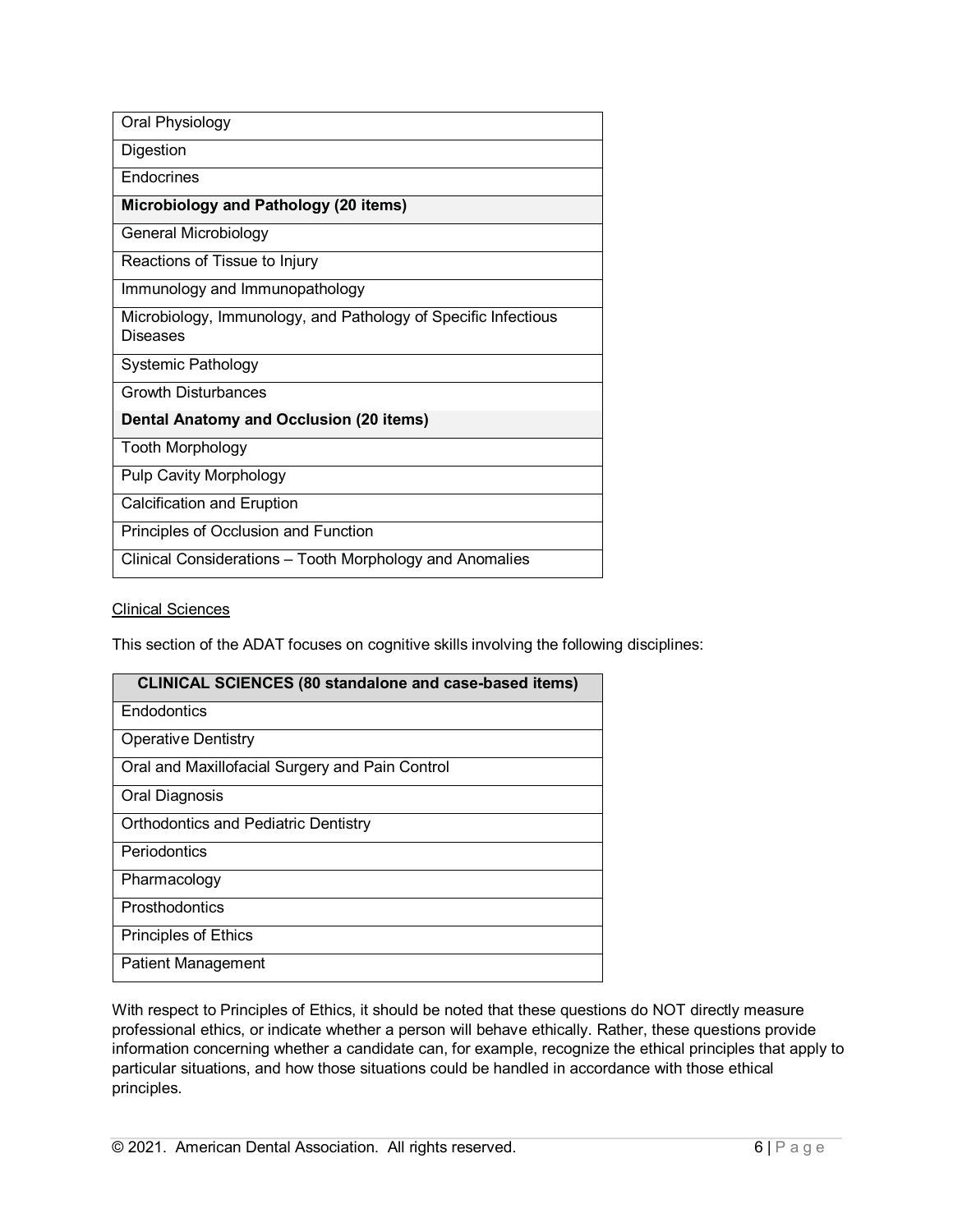| |
|---|
| Oral Physiology |
| Digestion |
| Endocrines |
| **Microbiology and Pathology (20 items)** |
| General Microbiology |
| Reactions of Tissue to Injury |
| Immunology and Immunopathology |
| Microbiology, Immunology, and Pathology of Specific Infectious Diseases |
| Systemic Pathology |
| Growth Disturbances |
| **Dental Anatomy and Occlusion (20 items)** |
| Tooth Morphology |
| Pulp Cavity Morphology |
| Calcification and Eruption |
| Principles of Occlusion and Function |
| Clinical Considerations – Tooth Morphology and Anomalies |

Clinical Sciences

This section of the ADAT focuses on cognitive skills involving the following disciplines:

| CLINICAL SCIENCES (80 standalone and case-based items) |
|---|
| Endodontics |
| Operative Dentistry |
| Oral and Maxillofacial Surgery and Pain Control |
| Oral Diagnosis |
| Orthodontics and Pediatric Dentistry |
| Periodontics |
| Pharmacology |
| Prosthodontics |
| Principles of Ethics |
| Patient Management |

With respect to Principles of Ethics, it should be noted that these questions do NOT directly measure professional ethics, or indicate whether a person will behave ethically. Rather, these questions provide information concerning whether a candidate can, for example, recognize the ethical principles that apply to particular situations, and how those situations could be handled in accordance with those ethical principles.

© 2021. American Dental Association. All rights reserved.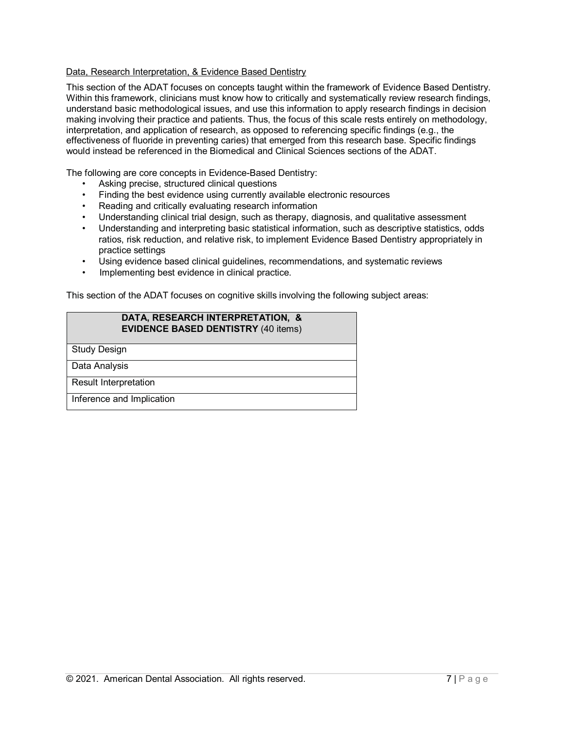## Data, Research Interpretation, & Evidence Based Dentistry

This section of the ADAT focuses on concepts taught within the framework of Evidence Based Dentistry. Within this framework, clinicians must know how to critically and systematically review research findings, understand basic methodological issues, and use this information to apply research findings in decision making involving their practice and patients. Thus, the focus of this scale rests entirely on methodology, interpretation, and application of research, as opposed to referencing specific findings (e.g., the effectiveness of fluoride in preventing caries) that emerged from this research base. Specific findings would instead be referenced in the Biomedical and Clinical Sciences sections of the ADAT.

The following are core concepts in Evidence-Based Dentistry:

- Asking precise, structured clinical questions
- Finding the best evidence using currently available electronic resources
- Reading and critically evaluating research information
- Understanding clinical trial design, such as therapy, diagnosis, and qualitative assessment
- Understanding and interpreting basic statistical information, such as descriptive statistics, odds ratios, risk reduction, and relative risk, to implement Evidence Based Dentistry appropriately in practice settings
- Using evidence based clinical guidelines, recommendations, and systematic reviews
- Implementing best evidence in clinical practice.

This section of the ADAT focuses on cognitive skills involving the following subject areas:

| **DATA, RESEARCH INTERPRETATION, & EVIDENCE BASED DENTISTRY** (40 items) |
|---|
| Study Design |
| Data Analysis |
| Result Interpretation |
| Inference and Implication |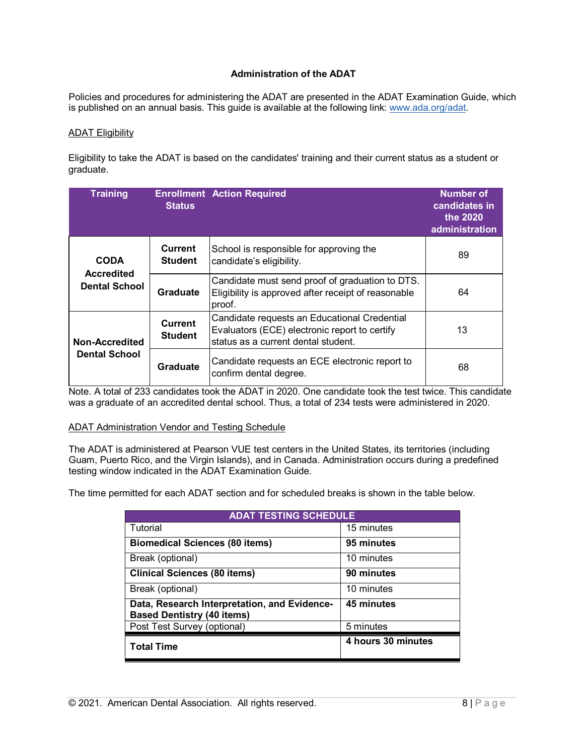## Administration of the ADAT

Policies and procedures for administering the ADAT are presented in the ADAT Examination Guide, which is published on an annual basis. This guide is available at the following link: www.ada.org/adat.

### ADAT Eligibility

Eligibility to take the ADAT is based on the candidates' training and their current status as a student or graduate.

| Training | Enrollment Status | Action Required | Number of candidates in the 2020 administration |
|---|---|---|---|
| **CODA Accredited Dental School** | **Current Student** | School is responsible for approving the candidate's eligibility. | 89 |
| | **Graduate** | Candidate must send proof of graduation to DTS. Eligibility is approved after receipt of reasonable proof. | 64 |
| **Non-Accredited Dental School** | **Current Student** | Candidate requests an Educational Credential Evaluators (ECE) electronic report to certify status as a current dental student. | 13 |
| | **Graduate** | Candidate requests an ECE electronic report to confirm dental degree. | 68 |

Note. A total of 233 candidates took the ADAT in 2020. One candidate took the test twice. This candidate was a graduate of an accredited dental school. Thus, a total of 234 tests were administered in 2020.

### ADAT Administration Vendor and Testing Schedule

The ADAT is administered at Pearson VUE test centers in the United States, its territories (including Guam, Puerto Rico, and the Virgin Islands), and in Canada. Administration occurs during a predefined testing window indicated in the ADAT Examination Guide.

The time permitted for each ADAT section and for scheduled breaks is shown in the table below.

| ADAT TESTING SCHEDULE | |
|---|---|
| Tutorial | 15 minutes |
| **Biomedical Sciences (80 items)** | **95 minutes** |
| Break (optional) | 10 minutes |
| **Clinical Sciences (80 items)** | **90 minutes** |
| Break (optional) | 10 minutes |
| **Data, Research Interpretation, and Evidence-Based Dentistry (40 items)** | **45 minutes** |
| Post Test Survey (optional) | 5 minutes |
| **Total Time** | **4 hours 30 minutes** |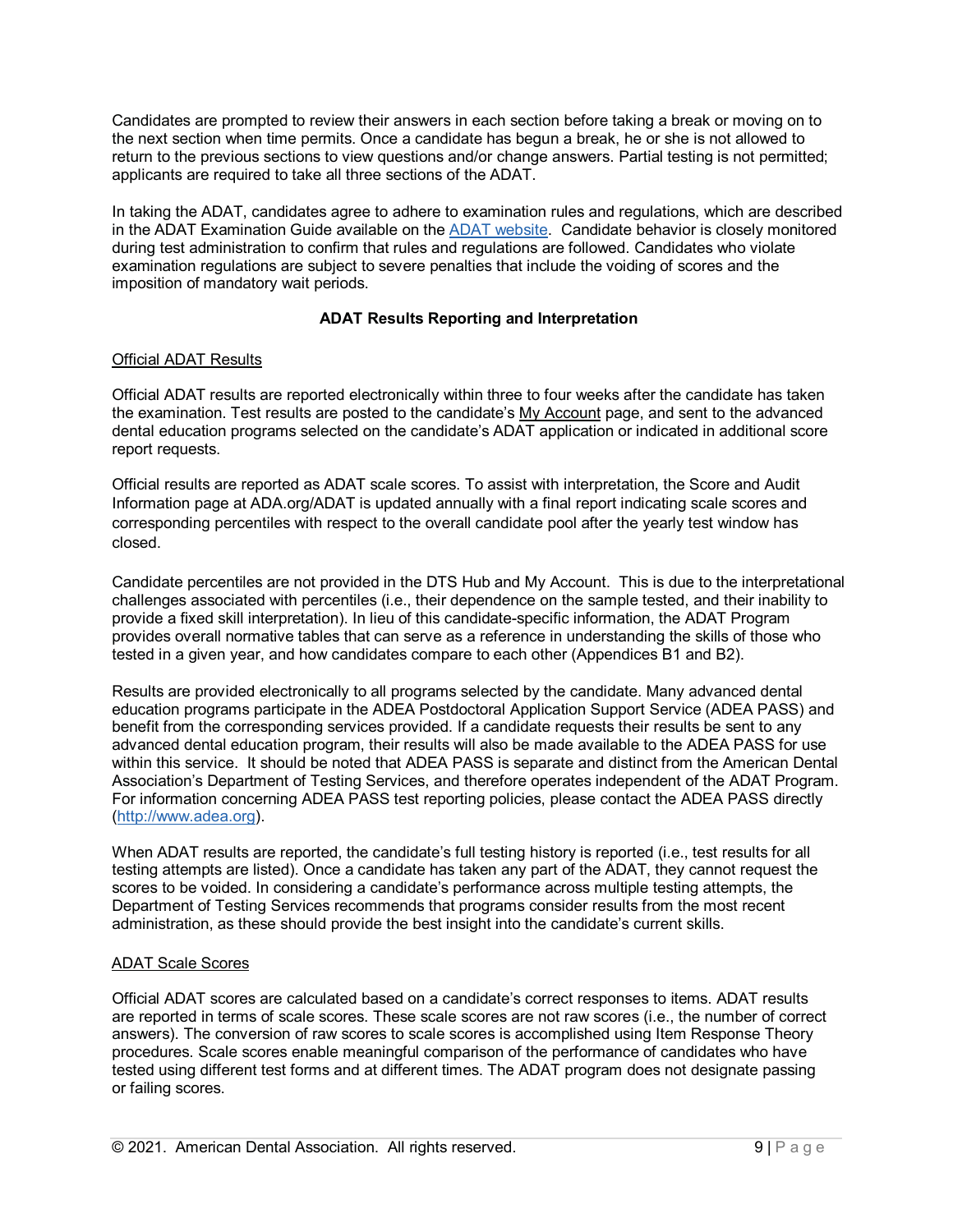Candidates are prompted to review their answers in each section before taking a break or moving on to the next section when time permits. Once a candidate has begun a break, he or she is not allowed to return to the previous sections to view questions and/or change answers. Partial testing is not permitted; applicants are required to take all three sections of the ADAT.

In taking the ADAT, candidates agree to adhere to examination rules and regulations, which are described in the ADAT Examination Guide available on the [ADAT website](). Candidate behavior is closely monitored during test administration to confirm that rules and regulations are followed. Candidates who violate examination regulations are subject to severe penalties that include the voiding of scores and the imposition of mandatory wait periods.

## ADAT Results Reporting and Interpretation

### Official ADAT Results

Official ADAT results are reported electronically within three to four weeks after the candidate has taken the examination. Test results are posted to the candidate's My Account page, and sent to the advanced dental education programs selected on the candidate's ADAT application or indicated in additional score report requests.

Official results are reported as ADAT scale scores. To assist with interpretation, the Score and Audit Information page at ADA.org/ADAT is updated annually with a final report indicating scale scores and corresponding percentiles with respect to the overall candidate pool after the yearly test window has closed.

Candidate percentiles are not provided in the DTS Hub and My Account. This is due to the interpretational challenges associated with percentiles (i.e., their dependence on the sample tested, and their inability to provide a fixed skill interpretation). In lieu of this candidate-specific information, the ADAT Program provides overall normative tables that can serve as a reference in understanding the skills of those who tested in a given year, and how candidates compare to each other (Appendices B1 and B2).

Results are provided electronically to all programs selected by the candidate. Many advanced dental education programs participate in the ADEA Postdoctoral Application Support Service (ADEA PASS) and benefit from the corresponding services provided. If a candidate requests their results be sent to any advanced dental education program, their results will also be made available to the ADEA PASS for use within this service. It should be noted that ADEA PASS is separate and distinct from the American Dental Association's Department of Testing Services, and therefore operates independent of the ADAT Program. For information concerning ADEA PASS test reporting policies, please contact the ADEA PASS directly (http://www.adea.org).

When ADAT results are reported, the candidate's full testing history is reported (i.e., test results for all testing attempts are listed). Once a candidate has taken any part of the ADAT, they cannot request the scores to be voided. In considering a candidate's performance across multiple testing attempts, the Department of Testing Services recommends that programs consider results from the most recent administration, as these should provide the best insight into the candidate's current skills.

### ADAT Scale Scores

Official ADAT scores are calculated based on a candidate's correct responses to items. ADAT results are reported in terms of scale scores. These scale scores are not raw scores (i.e., the number of correct answers). The conversion of raw scores to scale scores is accomplished using Item Response Theory procedures. Scale scores enable meaningful comparison of the performance of candidates who have tested using different test forms and at different times. The ADAT program does not designate passing or failing scores.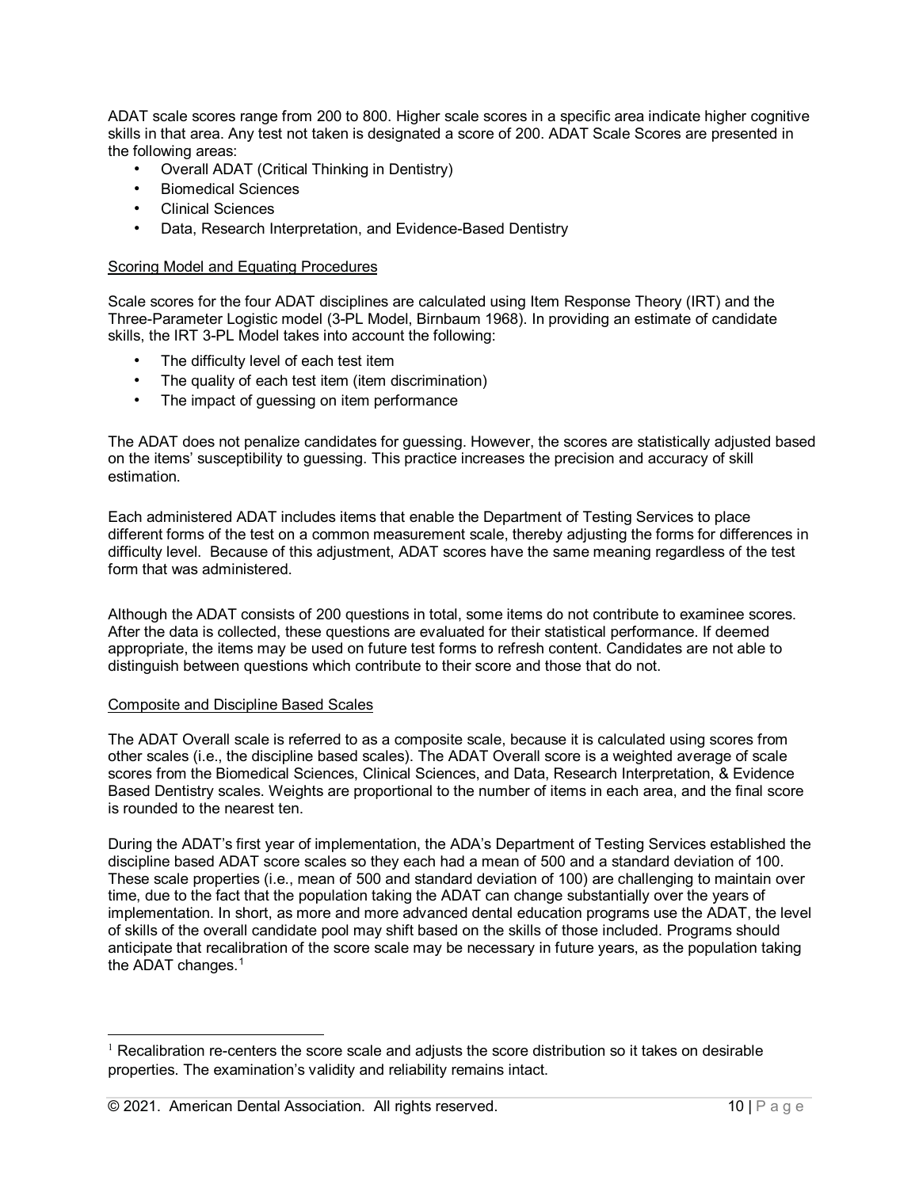ADAT scale scores range from 200 to 800. Higher scale scores in a specific area indicate higher cognitive skills in that area. Any test not taken is designated a score of 200. ADAT Scale Scores are presented in the following areas:

- Overall ADAT (Critical Thinking in Dentistry)
- Biomedical Sciences
- Clinical Sciences
- Data, Research Interpretation, and Evidence-Based Dentistry

### Scoring Model and Equating Procedures

Scale scores for the four ADAT disciplines are calculated using Item Response Theory (IRT) and the Three-Parameter Logistic model (3-PL Model, Birnbaum 1968). In providing an estimate of candidate skills, the IRT 3-PL Model takes into account the following:

- The difficulty level of each test item
- The quality of each test item (item discrimination)
- The impact of guessing on item performance

The ADAT does not penalize candidates for guessing. However, the scores are statistically adjusted based on the items' susceptibility to guessing. This practice increases the precision and accuracy of skill estimation.

Each administered ADAT includes items that enable the Department of Testing Services to place different forms of the test on a common measurement scale, thereby adjusting the forms for differences in difficulty level. Because of this adjustment, ADAT scores have the same meaning regardless of the test form that was administered.

Although the ADAT consists of 200 questions in total, some items do not contribute to examinee scores. After the data is collected, these questions are evaluated for their statistical performance. If deemed appropriate, the items may be used on future test forms to refresh content. Candidates are not able to distinguish between questions which contribute to their score and those that do not.

### Composite and Discipline Based Scales

The ADAT Overall scale is referred to as a composite scale, because it is calculated using scores from other scales (i.e., the discipline based scales). The ADAT Overall score is a weighted average of scale scores from the Biomedical Sciences, Clinical Sciences, and Data, Research Interpretation, & Evidence Based Dentistry scales. Weights are proportional to the number of items in each area, and the final score is rounded to the nearest ten.

During the ADAT's first year of implementation, the ADA's Department of Testing Services established the discipline based ADAT score scales so they each had a mean of 500 and a standard deviation of 100. These scale properties (i.e., mean of 500 and standard deviation of 100) are challenging to maintain over time, due to the fact that the population taking the ADAT can change substantially over the years of implementation. In short, as more and more advanced dental education programs use the ADAT, the level of skills of the overall candidate pool may shift based on the skills of those included. Programs should anticipate that recalibration of the score scale may be necessary in future years, as the population taking the ADAT changes.[1]

[1] Recalibration re-centers the score scale and adjusts the score distribution so it takes on desirable properties. The examination's validity and reliability remains intact.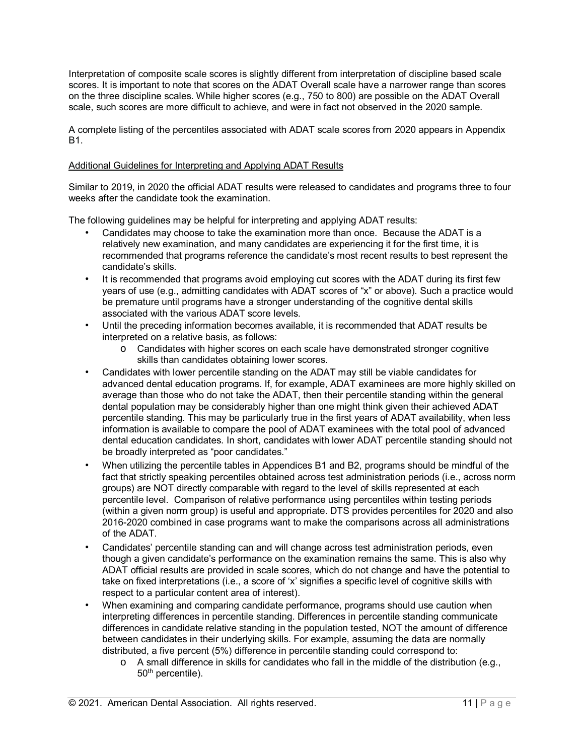Interpretation of composite scale scores is slightly different from interpretation of discipline based scale scores. It is important to note that scores on the ADAT Overall scale have a narrower range than scores on the three discipline scales. While higher scores (e.g., 750 to 800) are possible on the ADAT Overall scale, such scores are more difficult to achieve, and were in fact not observed in the 2020 sample.

A complete listing of the percentiles associated with ADAT scale scores from 2020 appears in Appendix B1.

<u>Additional Guidelines for Interpreting and Applying ADAT Results</u>

Similar to 2019, in 2020 the official ADAT results were released to candidates and programs three to four weeks after the candidate took the examination.

The following guidelines may be helpful for interpreting and applying ADAT results:

- Candidates may choose to take the examination more than once. Because the ADAT is a relatively new examination, and many candidates are experiencing it for the first time, it is recommended that programs reference the candidate's most recent results to best represent the candidate's skills.
- It is recommended that programs avoid employing cut scores with the ADAT during its first few years of use (e.g., admitting candidates with ADAT scores of "x" or above). Such a practice would be premature until programs have a stronger understanding of the cognitive dental skills associated with the various ADAT score levels.
- Until the preceding information becomes available, it is recommended that ADAT results be interpreted on a relative basis, as follows:
  - Candidates with higher scores on each scale have demonstrated stronger cognitive skills than candidates obtaining lower scores.
- Candidates with lower percentile standing on the ADAT may still be viable candidates for advanced dental education programs. If, for example, ADAT examinees are more highly skilled on average than those who do not take the ADAT, then their percentile standing within the general dental population may be considerably higher than one might think given their achieved ADAT percentile standing. This may be particularly true in the first years of ADAT availability, when less information is available to compare the pool of ADAT examinees with the total pool of advanced dental education candidates. In short, candidates with lower ADAT percentile standing should not be broadly interpreted as "poor candidates."
- When utilizing the percentile tables in Appendices B1 and B2, programs should be mindful of the fact that strictly speaking percentiles obtained across test administration periods (i.e., across norm groups) are NOT directly comparable with regard to the level of skills represented at each percentile level. Comparison of relative performance using percentiles within testing periods (within a given norm group) is useful and appropriate. DTS provides percentiles for 2020 and also 2016-2020 combined in case programs want to make the comparisons across all administrations of the ADAT.
- Candidates' percentile standing can and will change across test administration periods, even though a given candidate's performance on the examination remains the same. This is also why ADAT official results are provided in scale scores, which do not change and have the potential to take on fixed interpretations (i.e., a score of 'x' signifies a specific level of cognitive skills with respect to a particular content area of interest).
- When examining and comparing candidate performance, programs should use caution when interpreting differences in percentile standing. Differences in percentile standing communicate differences in candidate relative standing in the population tested, NOT the amount of difference between candidates in their underlying skills. For example, assuming the data are normally distributed, a five percent (5%) difference in percentile standing could correspond to:
  - A small difference in skills for candidates who fall in the middle of the distribution (e.g., 50th percentile).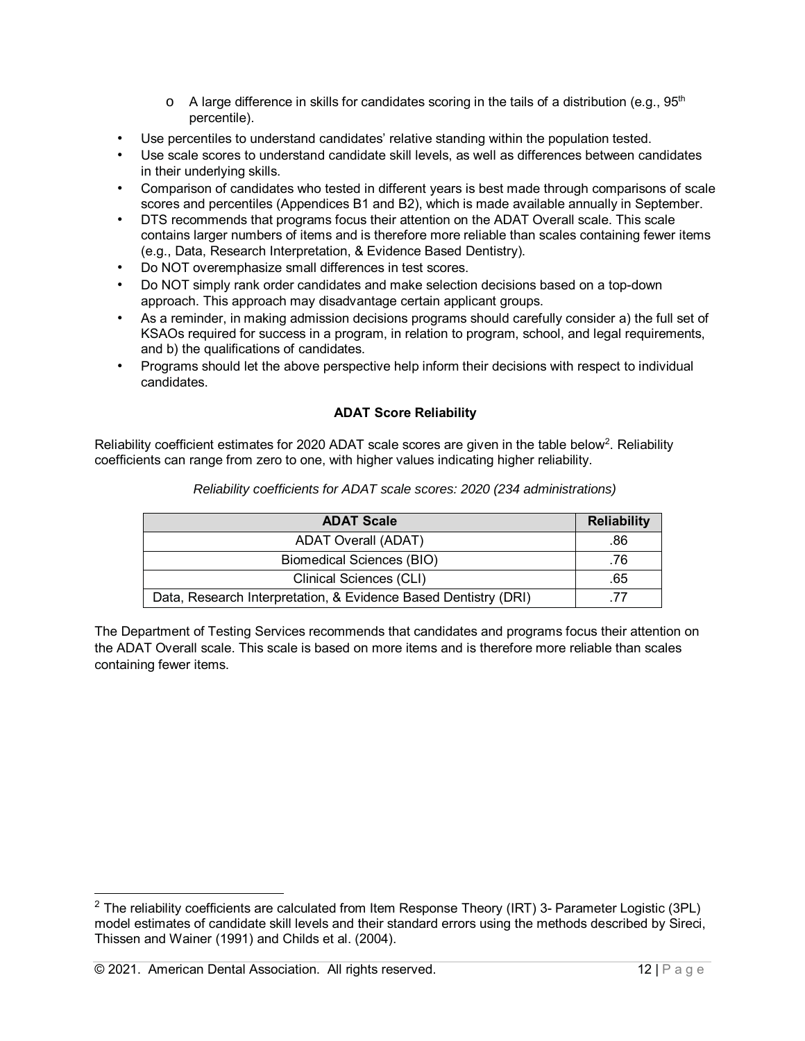- A large difference in skills for candidates scoring in the tails of a distribution (e.g., 95th percentile).
- Use percentiles to understand candidates' relative standing within the population tested.
- Use scale scores to understand candidate skill levels, as well as differences between candidates in their underlying skills.
- Comparison of candidates who tested in different years is best made through comparisons of scale scores and percentiles (Appendices B1 and B2), which is made available annually in September.
- DTS recommends that programs focus their attention on the ADAT Overall scale. This scale contains larger numbers of items and is therefore more reliable than scales containing fewer items (e.g., Data, Research Interpretation, & Evidence Based Dentistry).
- Do NOT overemphasize small differences in test scores.
- Do NOT simply rank order candidates and make selection decisions based on a top-down approach. This approach may disadvantage certain applicant groups.
- As a reminder, in making admission decisions programs should carefully consider a) the full set of KSAOs required for success in a program, in relation to program, school, and legal requirements, and b) the qualifications of candidates.
- Programs should let the above perspective help inform their decisions with respect to individual candidates.

## ADAT Score Reliability

Reliability coefficient estimates for 2020 ADAT scale scores are given in the table below[2]. Reliability coefficients can range from zero to one, with higher values indicating higher reliability.

*Reliability coefficients for ADAT scale scores: 2020 (234 administrations)*

| ADAT Scale | Reliability |
|---|---|
| ADAT Overall (ADAT) | .86 |
| Biomedical Sciences (BIO) | .76 |
| Clinical Sciences (CLI) | .65 |
| Data, Research Interpretation, & Evidence Based Dentistry (DRI) | .77 |

The Department of Testing Services recommends that candidates and programs focus their attention on the ADAT Overall scale. This scale is based on more items and is therefore more reliable than scales containing fewer items.

[2] The reliability coefficients are calculated from Item Response Theory (IRT) 3- Parameter Logistic (3PL) model estimates of candidate skill levels and their standard errors using the methods described by Sireci, Thissen and Wainer (1991) and Childs et al. (2004).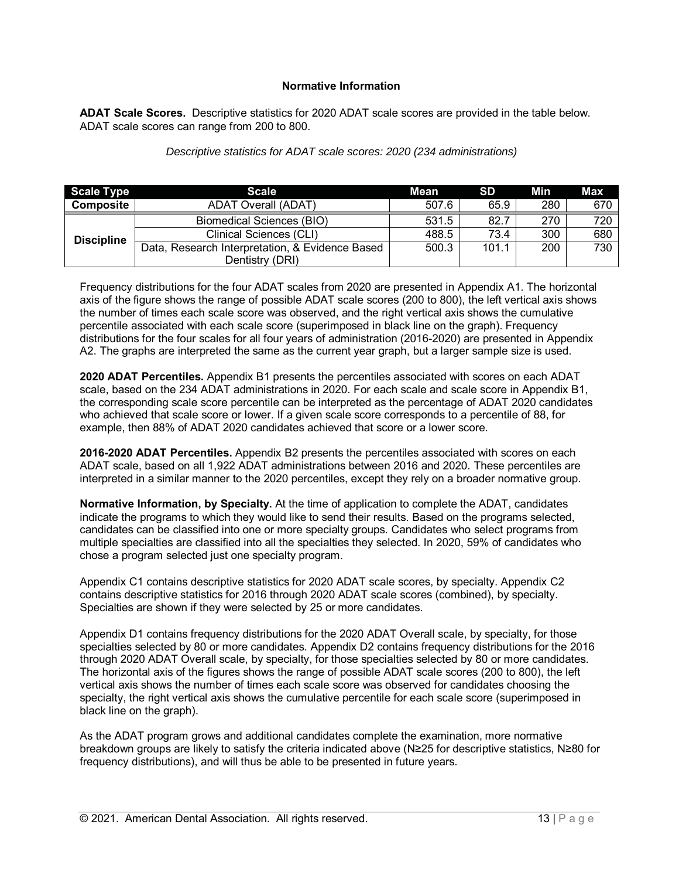## Normative Information

**ADAT Scale Scores.** Descriptive statistics for 2020 ADAT scale scores are provided in the table below. ADAT scale scores can range from 200 to 800.

*Descriptive statistics for ADAT scale scores: 2020 (234 administrations)*

| Scale Type | Scale | Mean | SD | Min | Max |
|---|---|---|---|---|---|
| **Composite** | ADAT Overall (ADAT) | 507.6 | 65.9 | 280 | 670 |
| **Discipline** | Biomedical Sciences (BIO) | 531.5 | 82.7 | 270 | 720 |
| | Clinical Sciences (CLI) | 488.5 | 73.4 | 300 | 680 |
| | Data, Research Interpretation, & Evidence Based Dentistry (DRI) | 500.3 | 101.1 | 200 | 730 |

Frequency distributions for the four ADAT scales from 2020 are presented in Appendix A1. The horizontal axis of the figure shows the range of possible ADAT scale scores (200 to 800), the left vertical axis shows the number of times each scale score was observed, and the right vertical axis shows the cumulative percentile associated with each scale score (superimposed in black line on the graph). Frequency distributions for the four scales for all four years of administration (2016-2020) are presented in Appendix A2. The graphs are interpreted the same as the current year graph, but a larger sample size is used.

**2020 ADAT Percentiles.** Appendix B1 presents the percentiles associated with scores on each ADAT scale, based on the 234 ADAT administrations in 2020. For each scale and scale score in Appendix B1, the corresponding scale score percentile can be interpreted as the percentage of ADAT 2020 candidates who achieved that scale score or lower. If a given scale score corresponds to a percentile of 88, for example, then 88% of ADAT 2020 candidates achieved that score or a lower score.

**2016-2020 ADAT Percentiles.** Appendix B2 presents the percentiles associated with scores on each ADAT scale, based on all 1,922 ADAT administrations between 2016 and 2020. These percentiles are interpreted in a similar manner to the 2020 percentiles, except they rely on a broader normative group.

**Normative Information, by Specialty.** At the time of application to complete the ADAT, candidates indicate the programs to which they would like to send their results. Based on the programs selected, candidates can be classified into one or more specialty groups. Candidates who select programs from multiple specialties are classified into all the specialties they selected. In 2020, 59% of candidates who chose a program selected just one specialty program.

Appendix C1 contains descriptive statistics for 2020 ADAT scale scores, by specialty. Appendix C2 contains descriptive statistics for 2016 through 2020 ADAT scale scores (combined), by specialty. Specialties are shown if they were selected by 25 or more candidates.

Appendix D1 contains frequency distributions for the 2020 ADAT Overall scale, by specialty, for those specialties selected by 80 or more candidates. Appendix D2 contains frequency distributions for the 2016 through 2020 ADAT Overall scale, by specialty, for those specialties selected by 80 or more candidates. The horizontal axis of the figures shows the range of possible ADAT scale scores (200 to 800), the left vertical axis shows the number of times each scale score was observed for candidates choosing the specialty, the right vertical axis shows the cumulative percentile for each scale score (superimposed in black line on the graph).

As the ADAT program grows and additional candidates complete the examination, more normative breakdown groups are likely to satisfy the criteria indicated above (N≥25 for descriptive statistics, N≥80 for frequency distributions), and will thus be able to be presented in future years.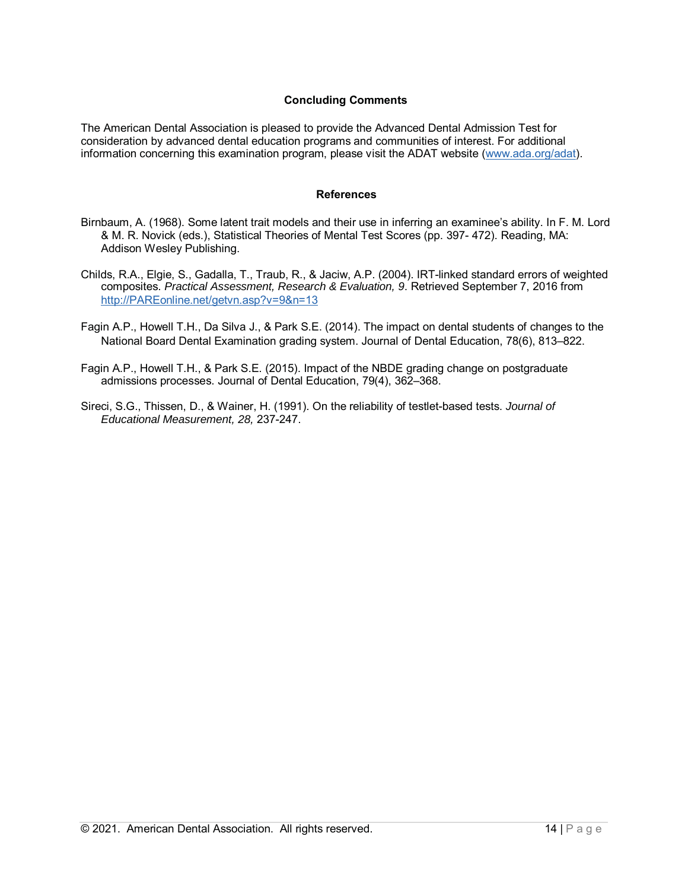## Concluding Comments

The American Dental Association is pleased to provide the Advanced Dental Admission Test for consideration by advanced dental education programs and communities of interest. For additional information concerning this examination program, please visit the ADAT website ([www.ada.org/adat](www.ada.org/adat)).

## References

Birnbaum, A. (1968). Some latent trait models and their use in inferring an examinee's ability. In F. M. Lord & M. R. Novick (eds.), Statistical Theories of Mental Test Scores (pp. 397- 472). Reading, MA: Addison Wesley Publishing.

Childs, R.A., Elgie, S., Gadalla, T., Traub, R., & Jaciw, A.P. (2004). IRT-linked standard errors of weighted composites. *Practical Assessment, Research & Evaluation, 9*. Retrieved September 7, 2016 from [http://PAREonline.net/getvn.asp?v=9&n=13](http://PAREonline.net/getvn.asp?v=9&n=13)

Fagin A.P., Howell T.H., Da Silva J., & Park S.E. (2014). The impact on dental students of changes to the National Board Dental Examination grading system. Journal of Dental Education, 78(6), 813–822.

Fagin A.P., Howell T.H., & Park S.E. (2015). Impact of the NBDE grading change on postgraduate admissions processes. Journal of Dental Education, 79(4), 362–368.

Sireci, S.G., Thissen, D., & Wainer, H. (1991). On the reliability of testlet-based tests. *Journal of Educational Measurement, 28,* 237-247.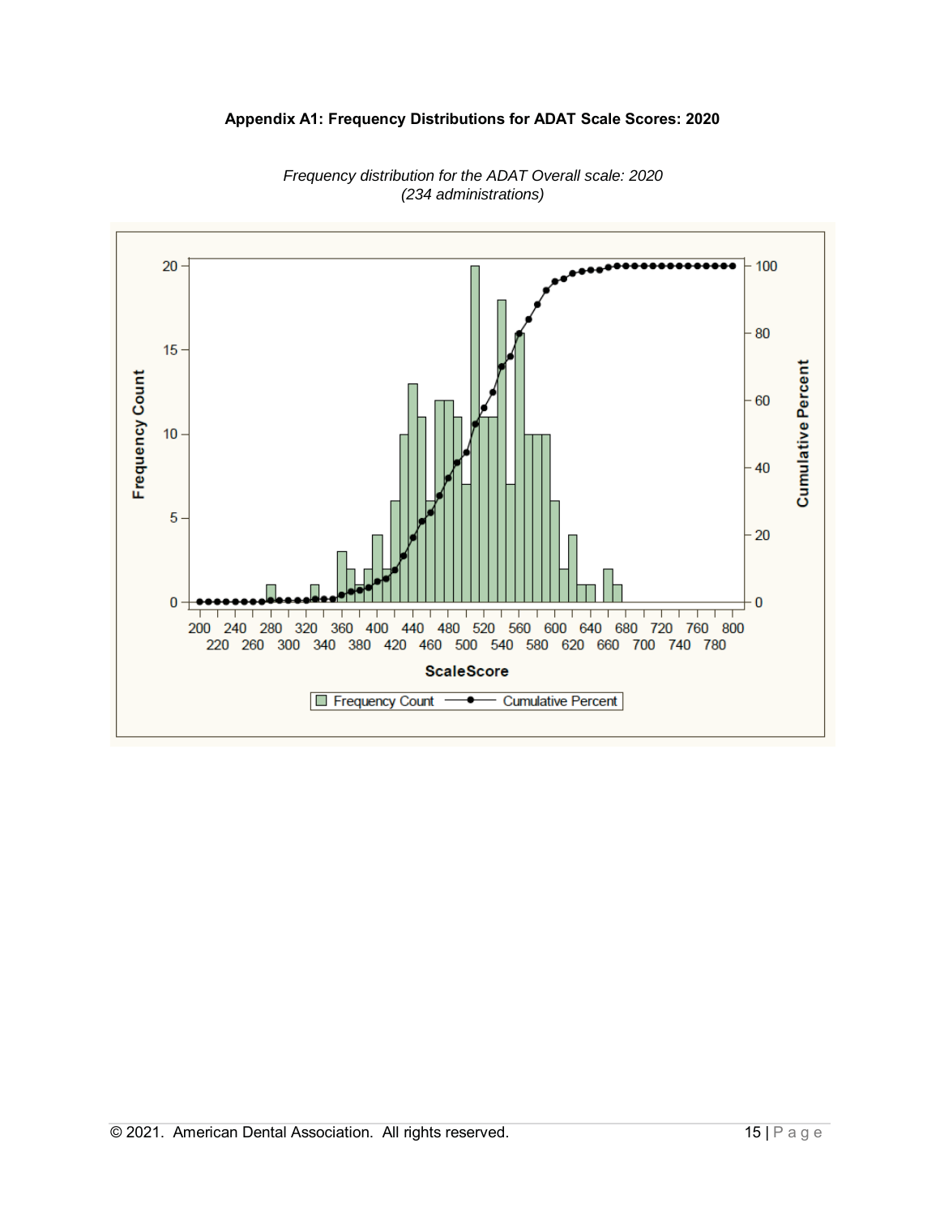## Appendix A1: Frequency Distributions for ADAT Scale Scores: 2020

*Frequency distribution for the ADAT Overall scale: 2020*
*(234 administrations)*

Frequency Count

20
15
10
5
0

Cumulative Percent

100
80
60
40
20
0

200 240 280 320 360 400 440 480 520 560 600 640 680 720 760 800
220 260 300 340 380 420 460 500 540 580 620 660 700 740 780

ScaleScore

Frequency Count — Cumulative Percent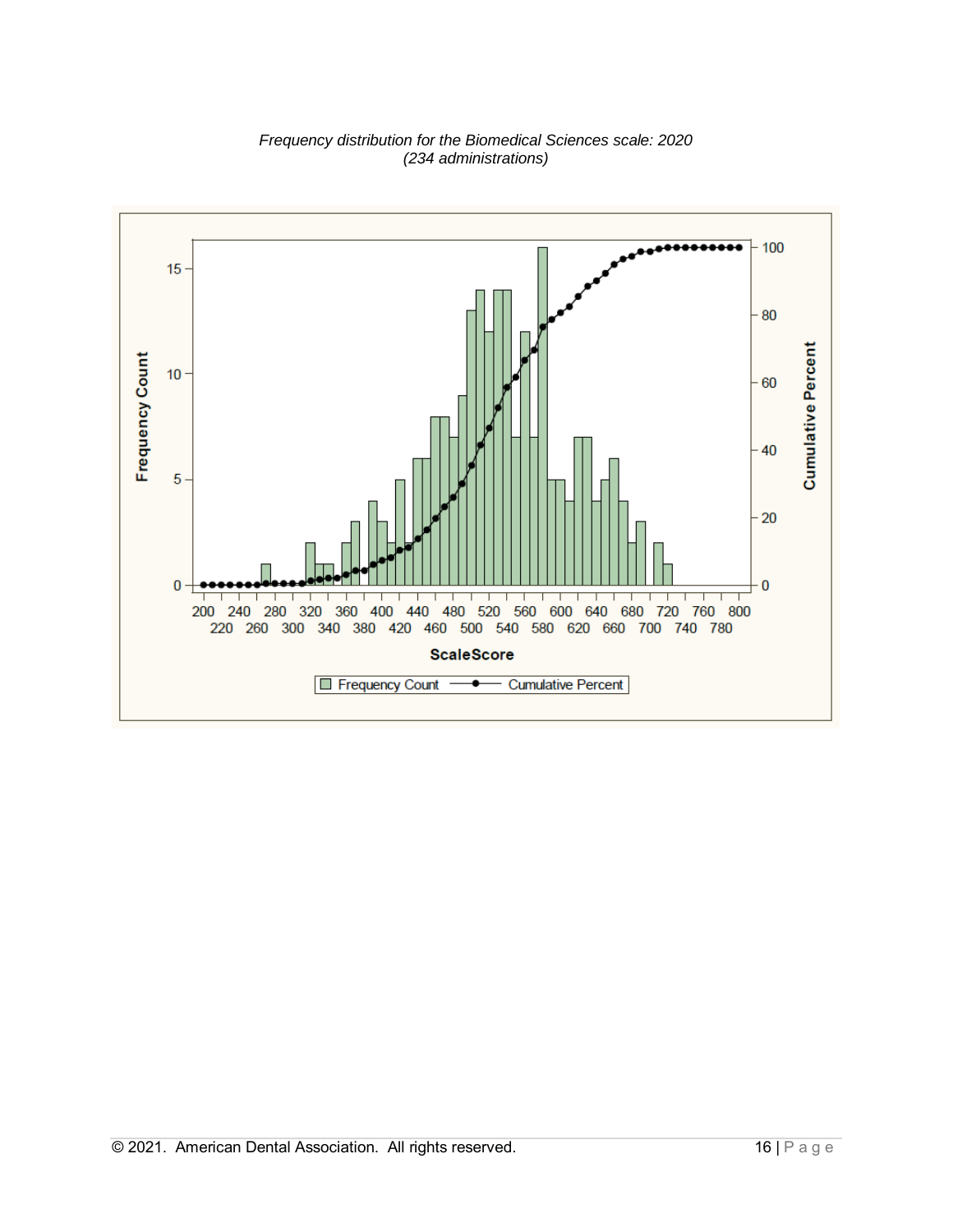*Frequency distribution for the Biomedical Sciences scale: 2020*
*(234 administrations)*

Frequency Count

15
10
5
0

Cumulative Percent

100
80
60
40
20
0

200 240 280 320 360 400 440 480 520 560 600 640 680 720 760 800
220 260 300 340 380 420 460 500 540 580 620 660 700 740 780

**ScaleScore**

Frequency Count — Cumulative Percent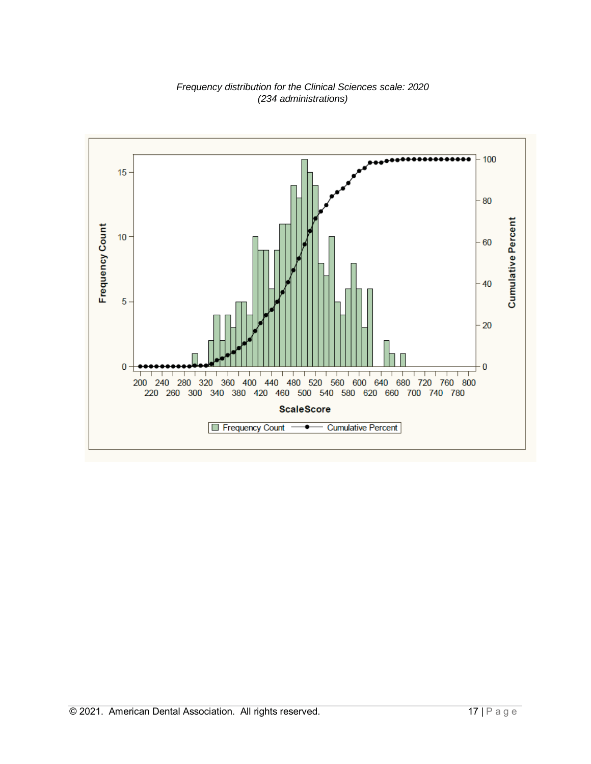*Frequency distribution for the Clinical Sciences scale: 2020*
*(234 administrations)*

Frequency Count

15
10
5
0

Cumulative Percent

100
80
60
40
20
0

200 240 280 320 360 400 440 480 520 560 600 640 680 720 760 800
220 260 300 340 380 420 460 500 540 580 620 660 700 740 780

ScaleScore

Frequency Count — Cumulative Percent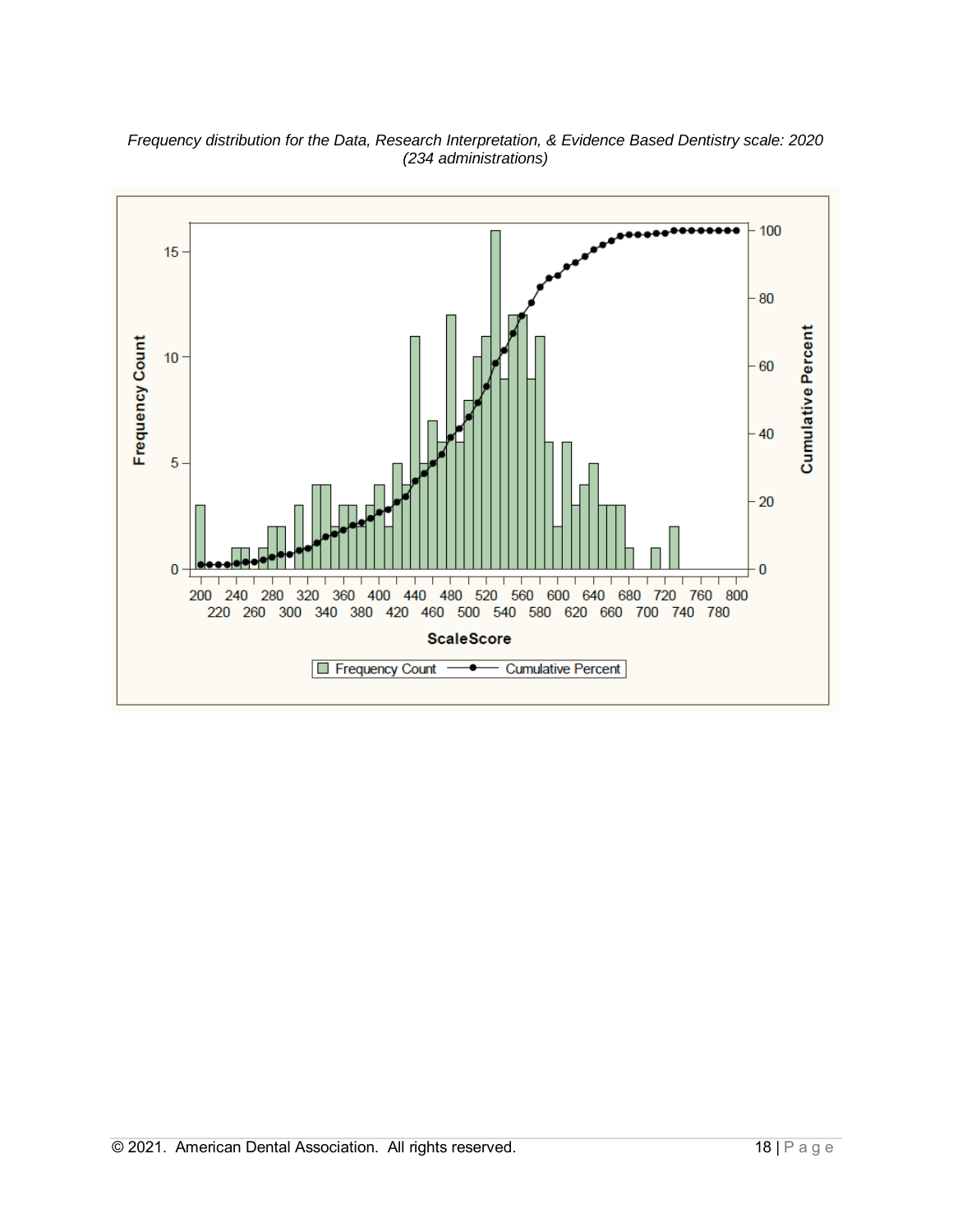*Frequency distribution for the Data, Research Interpretation, & Evidence Based Dentistry scale: 2020 (234 administrations)*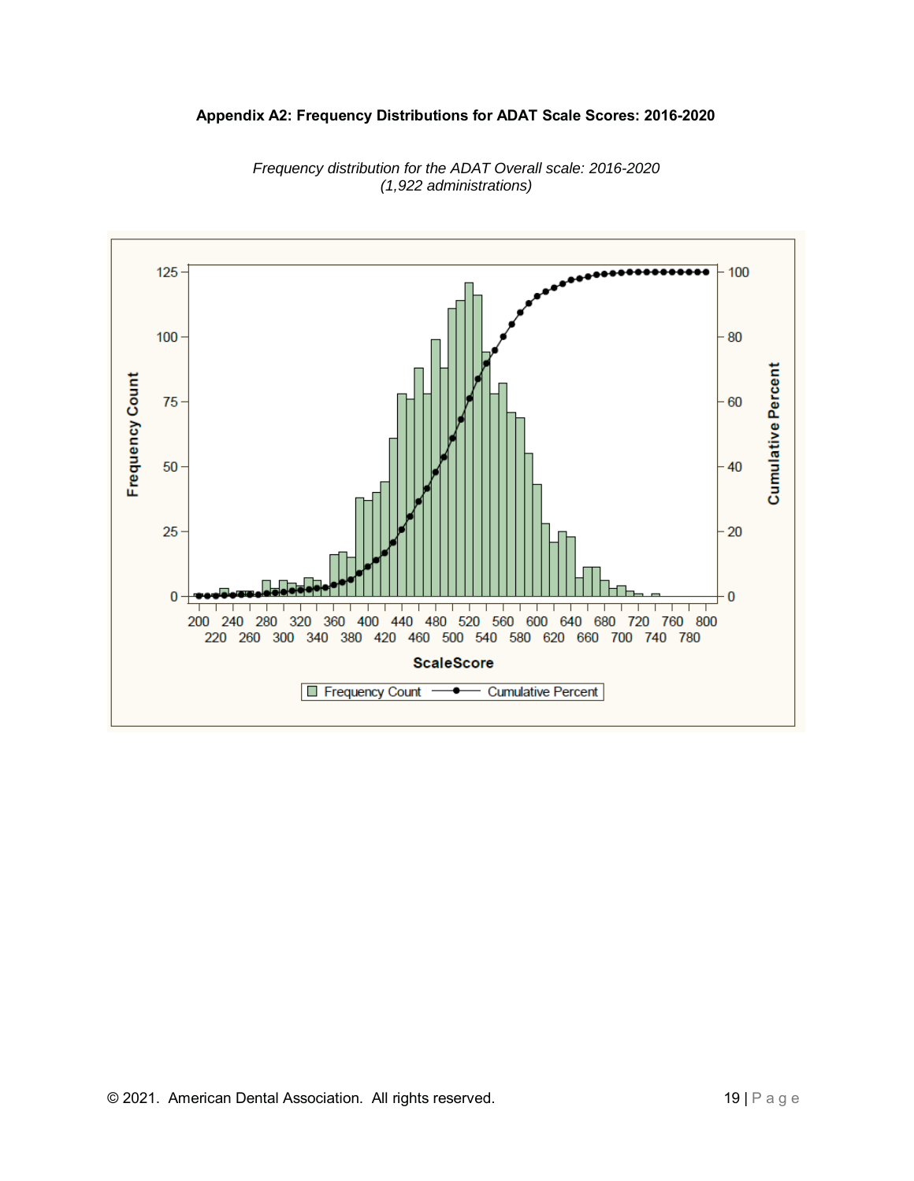**Appendix A2: Frequency Distributions for ADAT Scale Scores: 2016-2020**

*Frequency distribution for the ADAT Overall scale: 2016-2020*
*(1,922 administrations)*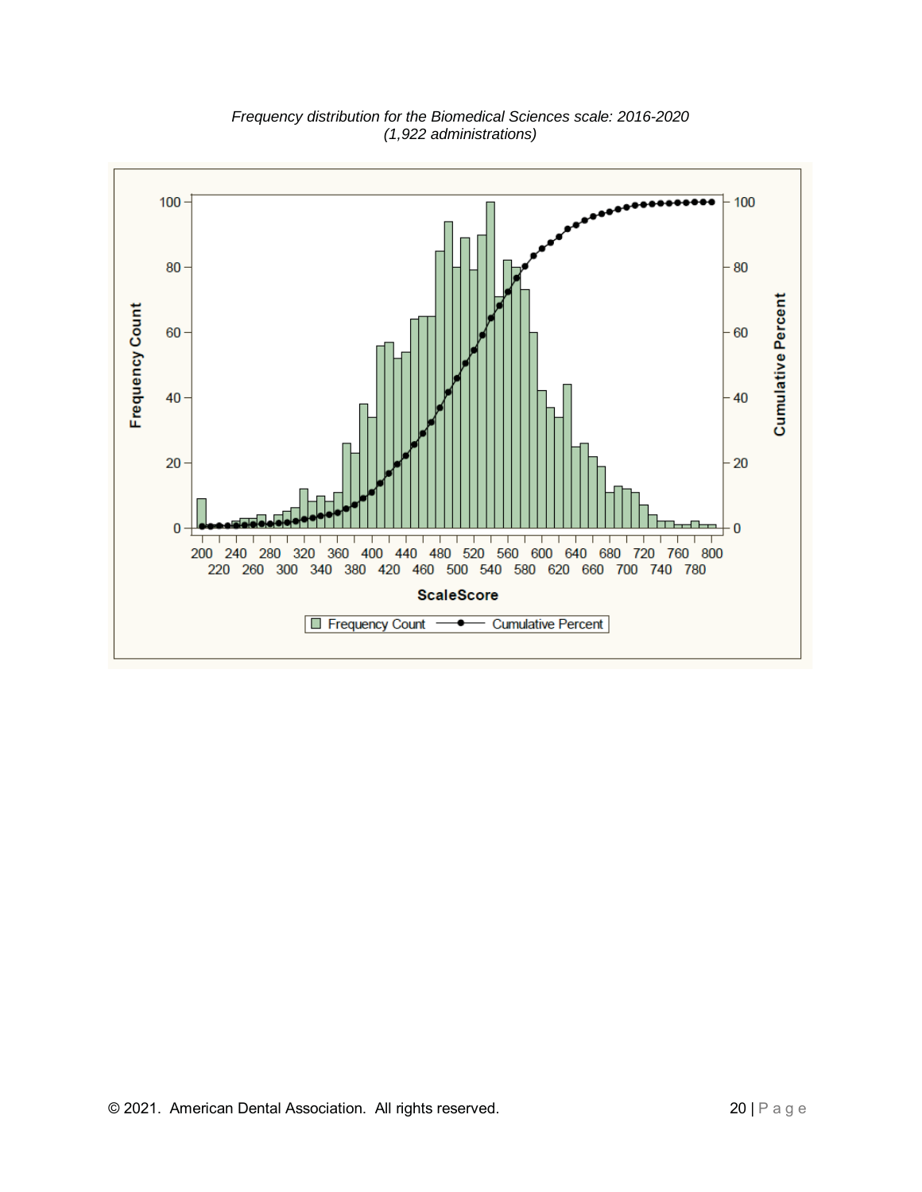*Frequency distribution for the Biomedical Sciences scale: 2016-2020*
*(1,922 administrations)*

Frequency Count

Cumulative Percent

0
20
40
60
80
100

200 240 280 320 360 400 440 480 520 560 600 640 680 720 760 800
220 260 300 340 380 420 460 500 540 580 620 660 700 740 780

ScaleScore

Frequency Count — Cumulative Percent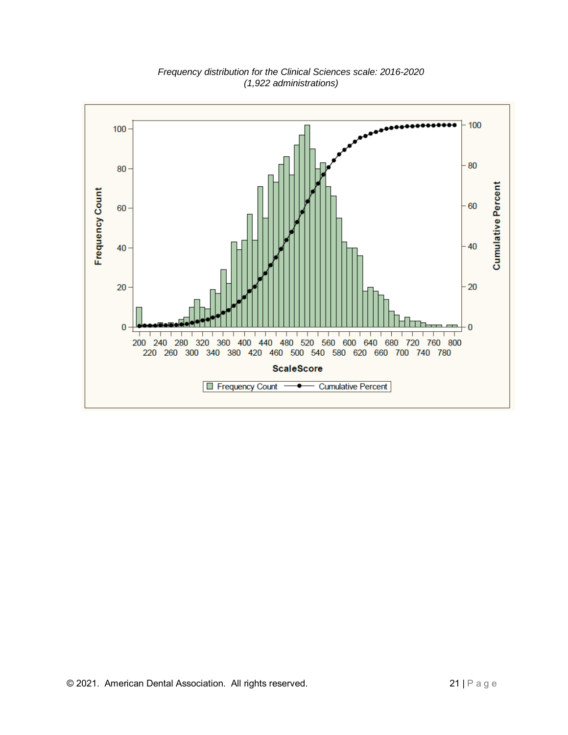*Frequency distribution for the Clinical Sciences scale: 2016-2020*
*(1,922 administrations)*

Frequency Count

100
80
60
40
20
0

Cumulative Percent

100
80
60
40
20
0

200 240 280 320 360 400 440 480 520 560 600 640 680 720 760 800
220 260 300 340 380 420 460 500 540 580 620 660 700 740 780

**ScaleScore**

Frequency Count — Cumulative Percent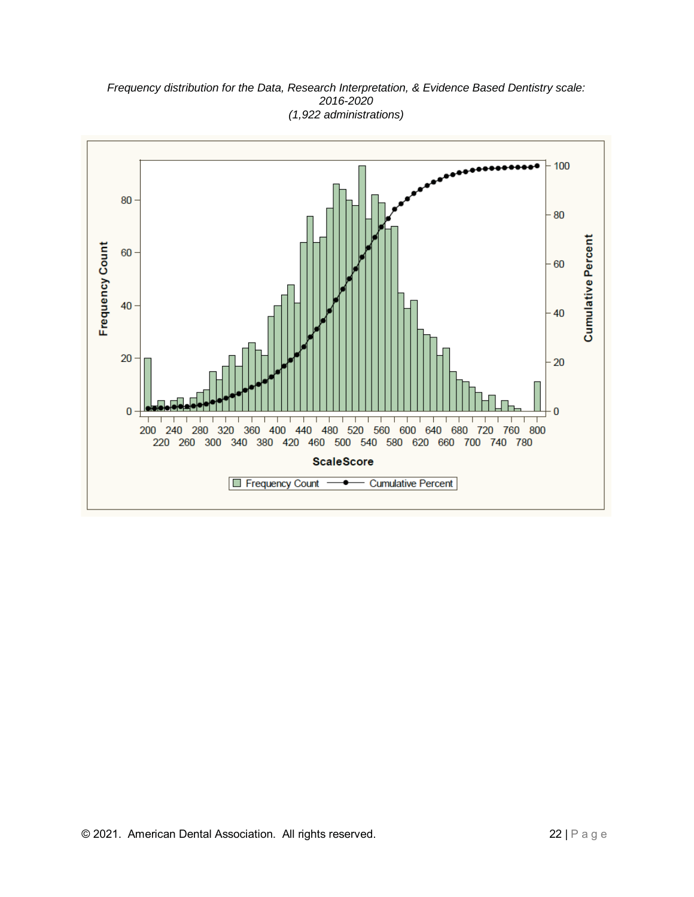*Frequency distribution for the Data, Research Interpretation, & Evidence Based Dentistry scale: 2016-2020*
*(1,922 administrations)*

Frequency Count

0
20
40
60
80

Cumulative Percent

0
20
40
60
80
100

200 240 280 320 360 400 440 480 520 560 600 640 680 720 760 800
220 260 300 340 380 420 460 500 540 580 620 660 700 740 780

**ScaleScore**

Frequency Count — Cumulative Percent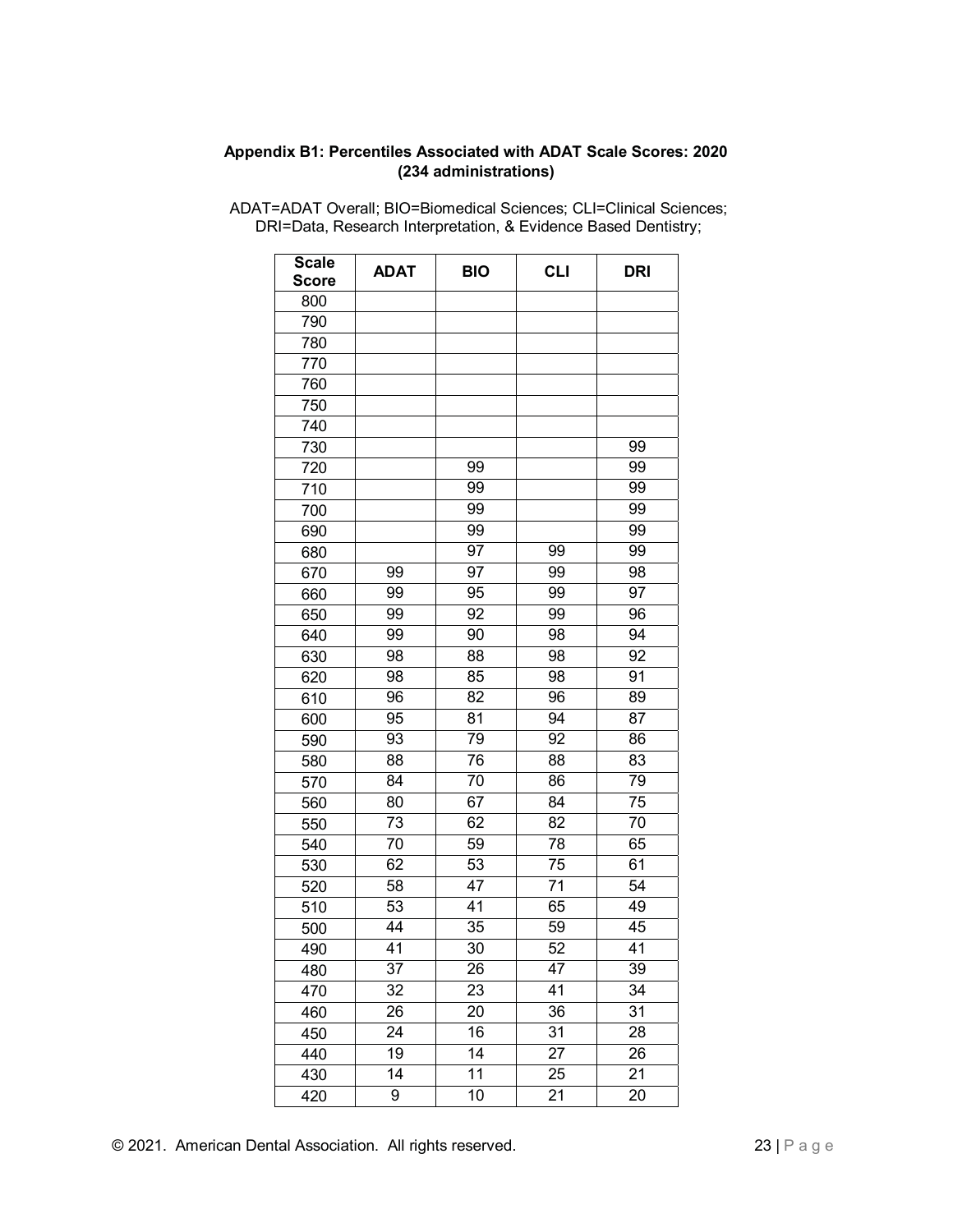**Appendix B1: Percentiles Associated with ADAT Scale Scores: 2020 (234 administrations)**

ADAT=ADAT Overall; BIO=Biomedical Sciences; CLI=Clinical Sciences; DRI=Data, Research Interpretation, & Evidence Based Dentistry;

| Scale Score | ADAT | BIO | CLI | DRI |
|---|---|---|---|---|
| 800 | | | | |
| 790 | | | | |
| 780 | | | | |
| 770 | | | | |
| 760 | | | | |
| 750 | | | | |
| 740 | | | | |
| 730 | | | | 99 |
| 720 | | 99 | | 99 |
| 710 | | 99 | | 99 |
| 700 | | 99 | | 99 |
| 690 | | 99 | | 99 |
| 680 | | 97 | 99 | 99 |
| 670 | 99 | 97 | 99 | 98 |
| 660 | 99 | 95 | 99 | 97 |
| 650 | 99 | 92 | 99 | 96 |
| 640 | 99 | 90 | 98 | 94 |
| 630 | 98 | 88 | 98 | 92 |
| 620 | 98 | 85 | 98 | 91 |
| 610 | 96 | 82 | 96 | 89 |
| 600 | 95 | 81 | 94 | 87 |
| 590 | 93 | 79 | 92 | 86 |
| 580 | 88 | 76 | 88 | 83 |
| 570 | 84 | 70 | 86 | 79 |
| 560 | 80 | 67 | 84 | 75 |
| 550 | 73 | 62 | 82 | 70 |
| 540 | 70 | 59 | 78 | 65 |
| 530 | 62 | 53 | 75 | 61 |
| 520 | 58 | 47 | 71 | 54 |
| 510 | 53 | 41 | 65 | 49 |
| 500 | 44 | 35 | 59 | 45 |
| 490 | 41 | 30 | 52 | 41 |
| 480 | 37 | 26 | 47 | 39 |
| 470 | 32 | 23 | 41 | 34 |
| 460 | 26 | 20 | 36 | 31 |
| 450 | 24 | 16 | 31 | 28 |
| 440 | 19 | 14 | 27 | 26 |
| 430 | 14 | 11 | 25 | 21 |
| 420 | 9 | 10 | 21 | 20 |

© 2021. American Dental Association. All rights reserved.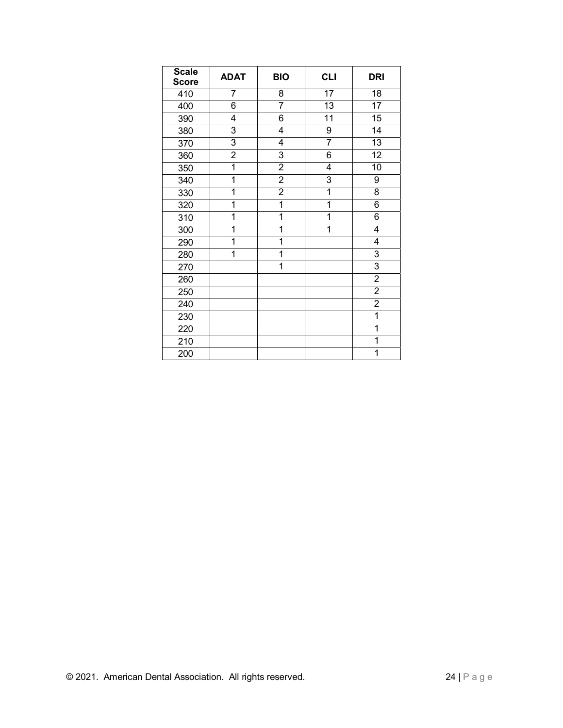| Scale Score | ADAT | BIO | CLI | DRI |
|---|---|---|---|---|
| 410 | 7 | 8 | 17 | 18 |
| 400 | 6 | 7 | 13 | 17 |
| 390 | 4 | 6 | 11 | 15 |
| 380 | 3 | 4 | 9 | 14 |
| 370 | 3 | 4 | 7 | 13 |
| 360 | 2 | 3 | 6 | 12 |
| 350 | 1 | 2 | 4 | 10 |
| 340 | 1 | 2 | 3 | 9 |
| 330 | 1 | 2 | 1 | 8 |
| 320 | 1 | 1 | 1 | 6 |
| 310 | 1 | 1 | 1 | 6 |
| 300 | 1 | 1 | 1 | 4 |
| 290 | 1 | 1 | | 4 |
| 280 | 1 | 1 | | 3 |
| 270 | | 1 | | 3 |
| 260 | | | | 2 |
| 250 | | | | 2 |
| 240 | | | | 2 |
| 230 | | | | 1 |
| 220 | | | | 1 |
| 210 | | | | 1 |
| 200 | | | | 1 |

© 2021. American Dental Association. All rights reserved.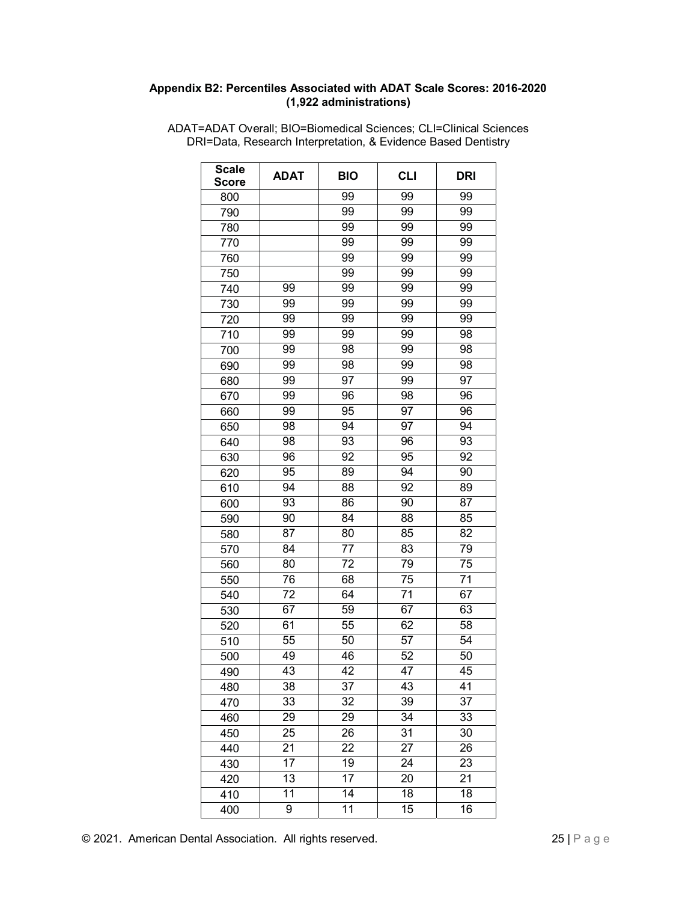**Appendix B2: Percentiles Associated with ADAT Scale Scores: 2016-2020 (1,922 administrations)**

ADAT=ADAT Overall; BIO=Biomedical Sciences; CLI=Clinical Sciences
DRI=Data, Research Interpretation, & Evidence Based Dentistry

| Scale Score | ADAT | BIO | CLI | DRI |
|---|---|---|---|---|
| 800 | | 99 | 99 | 99 |
| 790 | | 99 | 99 | 99 |
| 780 | | 99 | 99 | 99 |
| 770 | | 99 | 99 | 99 |
| 760 | | 99 | 99 | 99 |
| 750 | | 99 | 99 | 99 |
| 740 | 99 | 99 | 99 | 99 |
| 730 | 99 | 99 | 99 | 99 |
| 720 | 99 | 99 | 99 | 99 |
| 710 | 99 | 99 | 99 | 98 |
| 700 | 99 | 98 | 99 | 98 |
| 690 | 99 | 98 | 99 | 98 |
| 680 | 99 | 97 | 99 | 97 |
| 670 | 99 | 96 | 98 | 96 |
| 660 | 99 | 95 | 97 | 96 |
| 650 | 98 | 94 | 97 | 94 |
| 640 | 98 | 93 | 96 | 93 |
| 630 | 96 | 92 | 95 | 92 |
| 620 | 95 | 89 | 94 | 90 |
| 610 | 94 | 88 | 92 | 89 |
| 600 | 93 | 86 | 90 | 87 |
| 590 | 90 | 84 | 88 | 85 |
| 580 | 87 | 80 | 85 | 82 |
| 570 | 84 | 77 | 83 | 79 |
| 560 | 80 | 72 | 79 | 75 |
| 550 | 76 | 68 | 75 | 71 |
| 540 | 72 | 64 | 71 | 67 |
| 530 | 67 | 59 | 67 | 63 |
| 520 | 61 | 55 | 62 | 58 |
| 510 | 55 | 50 | 57 | 54 |
| 500 | 49 | 46 | 52 | 50 |
| 490 | 43 | 42 | 47 | 45 |
| 480 | 38 | 37 | 43 | 41 |
| 470 | 33 | 32 | 39 | 37 |
| 460 | 29 | 29 | 34 | 33 |
| 450 | 25 | 26 | 31 | 30 |
| 440 | 21 | 22 | 27 | 26 |
| 430 | 17 | 19 | 24 | 23 |
| 420 | 13 | 17 | 20 | 21 |
| 410 | 11 | 14 | 18 | 18 |
| 400 | 9 | 11 | 15 | 16 |

© 2021. American Dental Association. All rights reserved.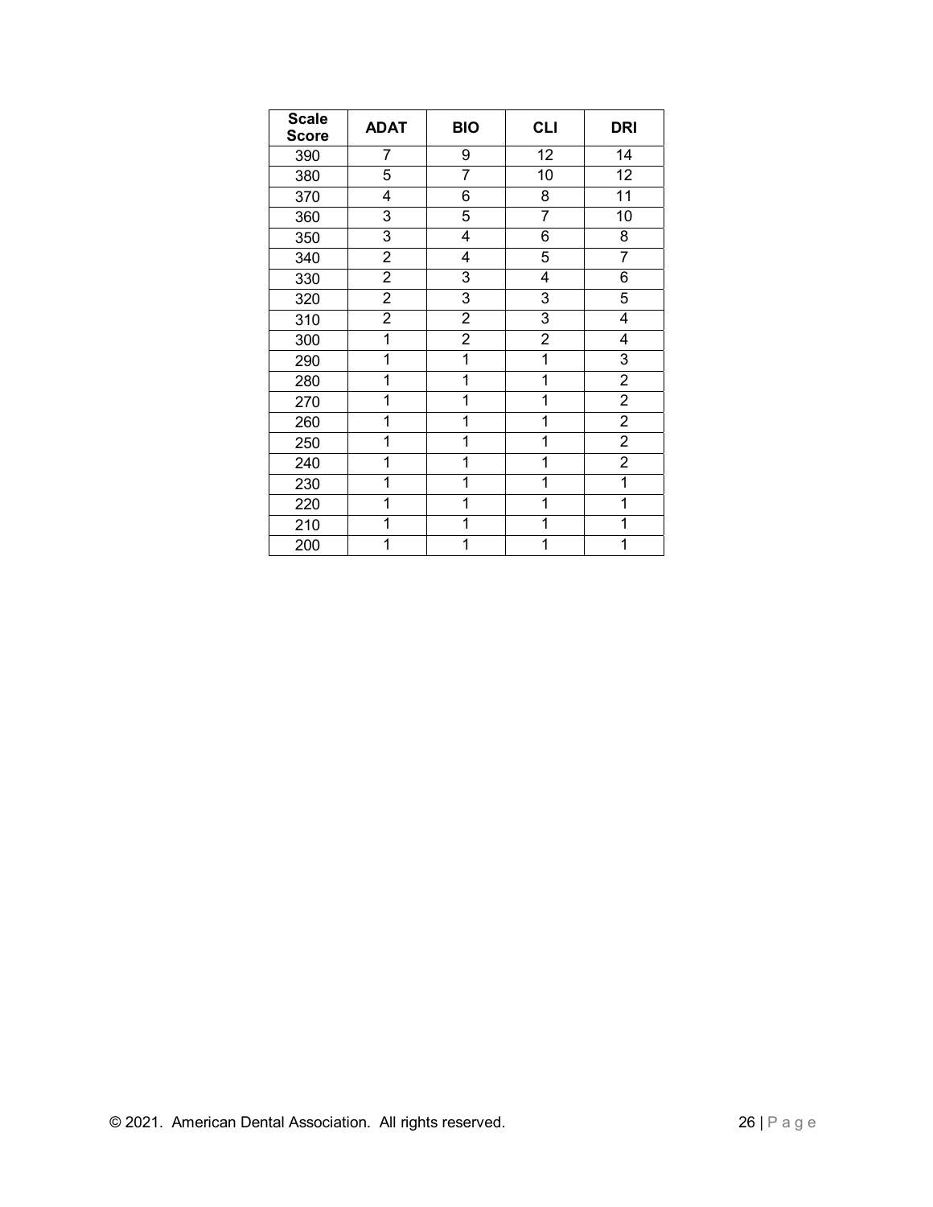| Scale Score | ADAT | BIO | CLI | DRI |
|---|---|---|---|---|
| 390 | 7 | 9 | 12 | 14 |
| 380 | 5 | 7 | 10 | 12 |
| 370 | 4 | 6 | 8 | 11 |
| 360 | 3 | 5 | 7 | 10 |
| 350 | 3 | 4 | 6 | 8 |
| 340 | 2 | 4 | 5 | 7 |
| 330 | 2 | 3 | 4 | 6 |
| 320 | 2 | 3 | 3 | 5 |
| 310 | 2 | 2 | 3 | 4 |
| 300 | 1 | 2 | 2 | 4 |
| 290 | 1 | 1 | 1 | 3 |
| 280 | 1 | 1 | 1 | 2 |
| 270 | 1 | 1 | 1 | 2 |
| 260 | 1 | 1 | 1 | 2 |
| 250 | 1 | 1 | 1 | 2 |
| 240 | 1 | 1 | 1 | 2 |
| 230 | 1 | 1 | 1 | 1 |
| 220 | 1 | 1 | 1 | 1 |
| 210 | 1 | 1 | 1 | 1 |
| 200 | 1 | 1 | 1 | 1 |

© 2021. American Dental Association. All rights reserved.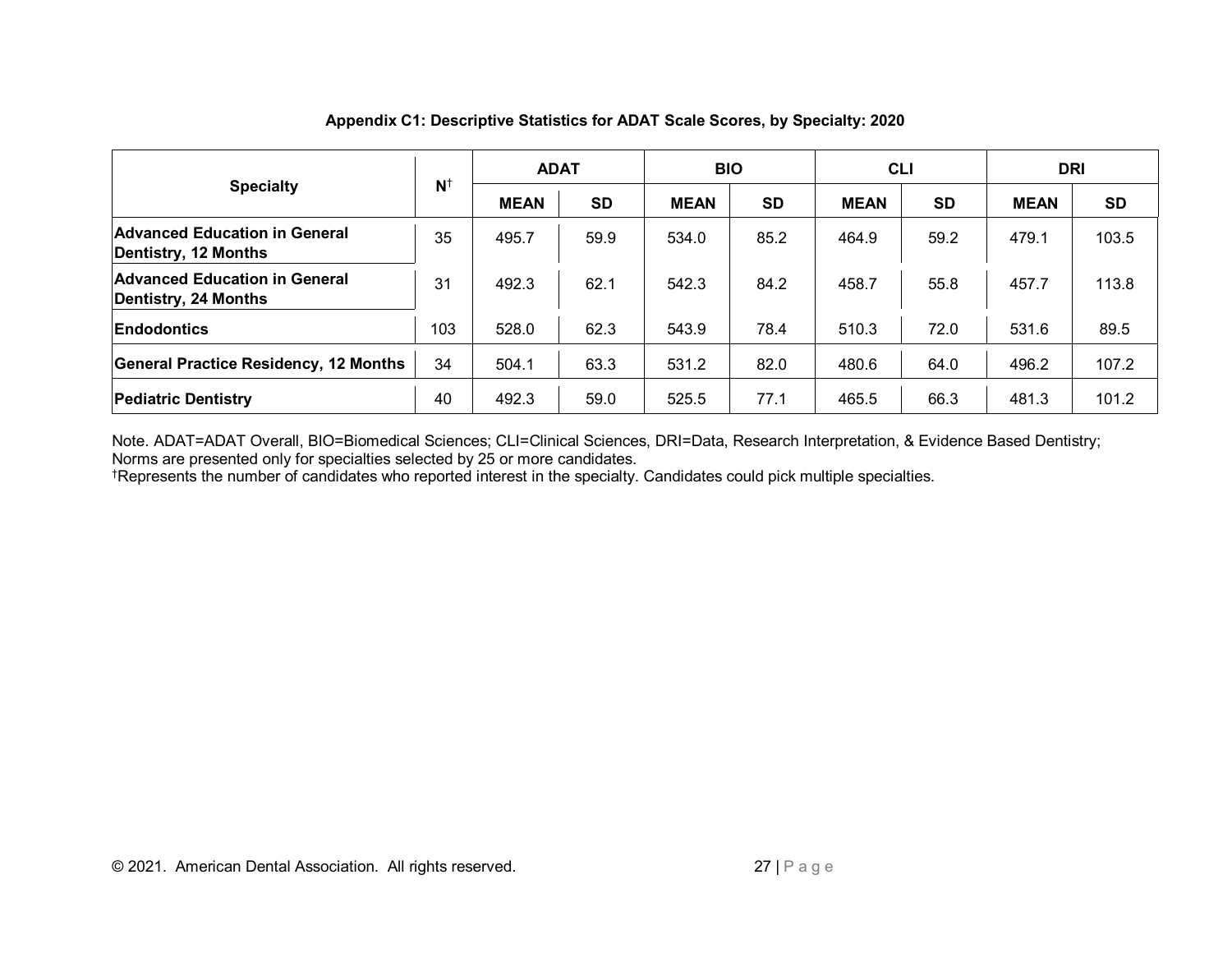**Appendix C1: Descriptive Statistics for ADAT Scale Scores, by Specialty: 2020**

| Specialty | N[†] | ADAT | | BIO | | CLI | | DRI | |
|---|---|---|---|---|---|---|---|---|---|
| | | MEAN | SD | MEAN | SD | MEAN | SD | MEAN | SD |
| **Advanced Education in General Dentistry, 12 Months** | 35 | 495.7 | 59.9 | 534.0 | 85.2 | 464.9 | 59.2 | 479.1 | 103.5 |
| **Advanced Education in General Dentistry, 24 Months** | 31 | 492.3 | 62.1 | 542.3 | 84.2 | 458.7 | 55.8 | 457.7 | 113.8 |
| **Endodontics** | 103 | 528.0 | 62.3 | 543.9 | 78.4 | 510.3 | 72.0 | 531.6 | 89.5 |
| **General Practice Residency, 12 Months** | 34 | 504.1 | 63.3 | 531.2 | 82.0 | 480.6 | 64.0 | 496.2 | 107.2 |
| **Pediatric Dentistry** | 40 | 492.3 | 59.0 | 525.5 | 77.1 | 465.5 | 66.3 | 481.3 | 101.2 |

Note. ADAT=ADAT Overall, BIO=Biomedical Sciences; CLI=Clinical Sciences, DRI=Data, Research Interpretation, & Evidence Based Dentistry; Norms are presented only for specialties selected by 25 or more candidates.
[†]Represents the number of candidates who reported interest in the specialty. Candidates could pick multiple specialties.

© 2021. American Dental Association. All rights reserved.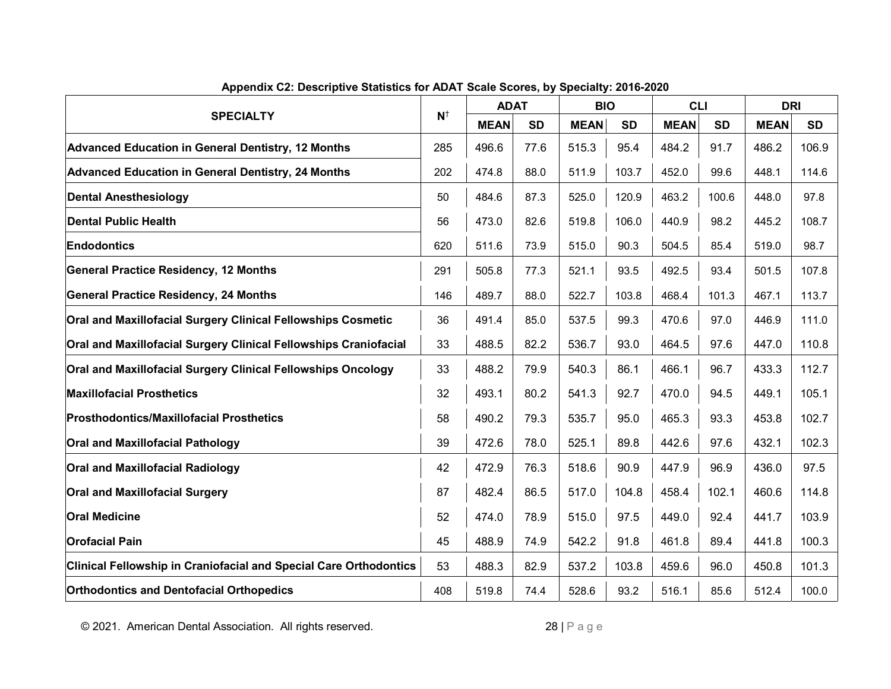**Appendix C2: Descriptive Statistics for ADAT Scale Scores, by Specialty: 2016-2020**

| SPECIALTY | N† | ADAT | | BIO | | CLI | | DRI | |
|---|---|---|---|---|---|---|---|---|---|
| | | MEAN | SD | MEAN | SD | MEAN | SD | MEAN | SD |
| **Advanced Education in General Dentistry, 12 Months** | 285 | 496.6 | 77.6 | 515.3 | 95.4 | 484.2 | 91.7 | 486.2 | 106.9 |
| **Advanced Education in General Dentistry, 24 Months** | 202 | 474.8 | 88.0 | 511.9 | 103.7 | 452.0 | 99.6 | 448.1 | 114.6 |
| **Dental Anesthesiology** | 50 | 484.6 | 87.3 | 525.0 | 120.9 | 463.2 | 100.6 | 448.0 | 97.8 |
| **Dental Public Health** | 56 | 473.0 | 82.6 | 519.8 | 106.0 | 440.9 | 98.2 | 445.2 | 108.7 |
| **Endodontics** | 620 | 511.6 | 73.9 | 515.0 | 90.3 | 504.5 | 85.4 | 519.0 | 98.7 |
| **General Practice Residency, 12 Months** | 291 | 505.8 | 77.3 | 521.1 | 93.5 | 492.5 | 93.4 | 501.5 | 107.8 |
| **General Practice Residency, 24 Months** | 146 | 489.7 | 88.0 | 522.7 | 103.8 | 468.4 | 101.3 | 467.1 | 113.7 |
| **Oral and Maxillofacial Surgery Clinical Fellowships Cosmetic** | 36 | 491.4 | 85.0 | 537.5 | 99.3 | 470.6 | 97.0 | 446.9 | 111.0 |
| **Oral and Maxillofacial Surgery Clinical Fellowships Craniofacial** | 33 | 488.5 | 82.2 | 536.7 | 93.0 | 464.5 | 97.6 | 447.0 | 110.8 |
| **Oral and Maxillofacial Surgery Clinical Fellowships Oncology** | 33 | 488.2 | 79.9 | 540.3 | 86.1 | 466.1 | 96.7 | 433.3 | 112.7 |
| **Maxillofacial Prosthetics** | 32 | 493.1 | 80.2 | 541.3 | 92.7 | 470.0 | 94.5 | 449.1 | 105.1 |
| **Prosthodontics/Maxillofacial Prosthetics** | 58 | 490.2 | 79.3 | 535.7 | 95.0 | 465.3 | 93.3 | 453.8 | 102.7 |
| **Oral and Maxillofacial Pathology** | 39 | 472.6 | 78.0 | 525.1 | 89.8 | 442.6 | 97.6 | 432.1 | 102.3 |
| **Oral and Maxillofacial Radiology** | 42 | 472.9 | 76.3 | 518.6 | 90.9 | 447.9 | 96.9 | 436.0 | 97.5 |
| **Oral and Maxillofacial Surgery** | 87 | 482.4 | 86.5 | 517.0 | 104.8 | 458.4 | 102.1 | 460.6 | 114.8 |
| **Oral Medicine** | 52 | 474.0 | 78.9 | 515.0 | 97.5 | 449.0 | 92.4 | 441.7 | 103.9 |
| **Orofacial Pain** | 45 | 488.9 | 74.9 | 542.2 | 91.8 | 461.8 | 89.4 | 441.8 | 100.3 |
| **Clinical Fellowship in Craniofacial and Special Care Orthodontics** | 53 | 488.3 | 82.9 | 537.2 | 103.8 | 459.6 | 96.0 | 450.8 | 101.3 |
| **Orthodontics and Dentofacial Orthopedics** | 408 | 519.8 | 74.4 | 528.6 | 93.2 | 516.1 | 85.6 | 512.4 | 100.0 |

© 2021. American Dental Association. All rights reserved.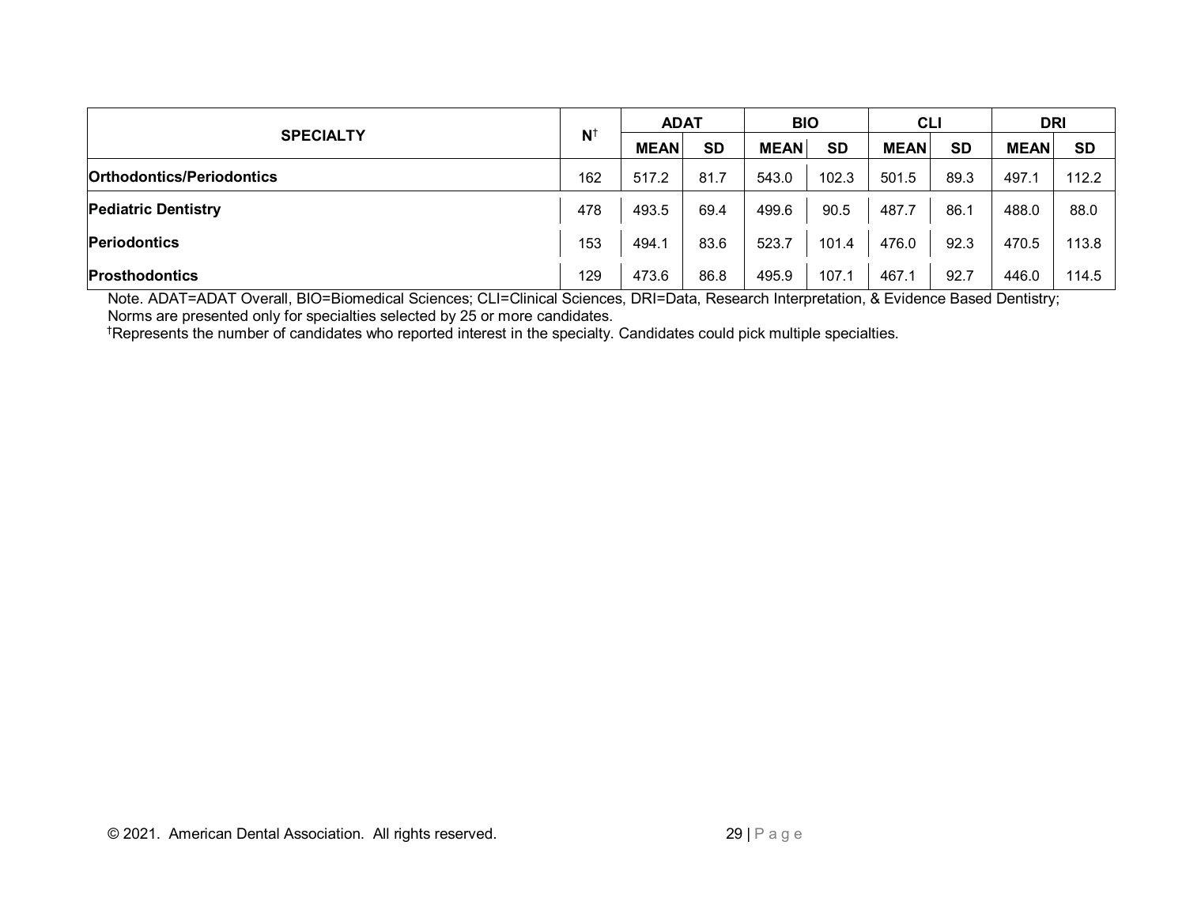| SPECIALTY | N† | ADAT | | BIO | | CLI | | DRI | |
|---|---|---|---|---|---|---|---|---|---|
| | | MEAN | SD | MEAN | SD | MEAN | SD | MEAN | SD |
| **Orthodontics/Periodontics** | 162 | 517.2 | 81.7 | 543.0 | 102.3 | 501.5 | 89.3 | 497.1 | 112.2 |
| **Pediatric Dentistry** | 478 | 493.5 | 69.4 | 499.6 | 90.5 | 487.7 | 86.1 | 488.0 | 88.0 |
| **Periodontics** | 153 | 494.1 | 83.6 | 523.7 | 101.4 | 476.0 | 92.3 | 470.5 | 113.8 |
| **Prosthodontics** | 129 | 473.6 | 86.8 | 495.9 | 107.1 | 467.1 | 92.7 | 446.0 | 114.5 |

Note. ADAT=ADAT Overall, BIO=Biomedical Sciences; CLI=Clinical Sciences, DRI=Data, Research Interpretation, & Evidence Based Dentistry; Norms are presented only for specialties selected by 25 or more candidates.

†Represents the number of candidates who reported interest in the specialty. Candidates could pick multiple specialties.

© 2021. American Dental Association. All rights reserved.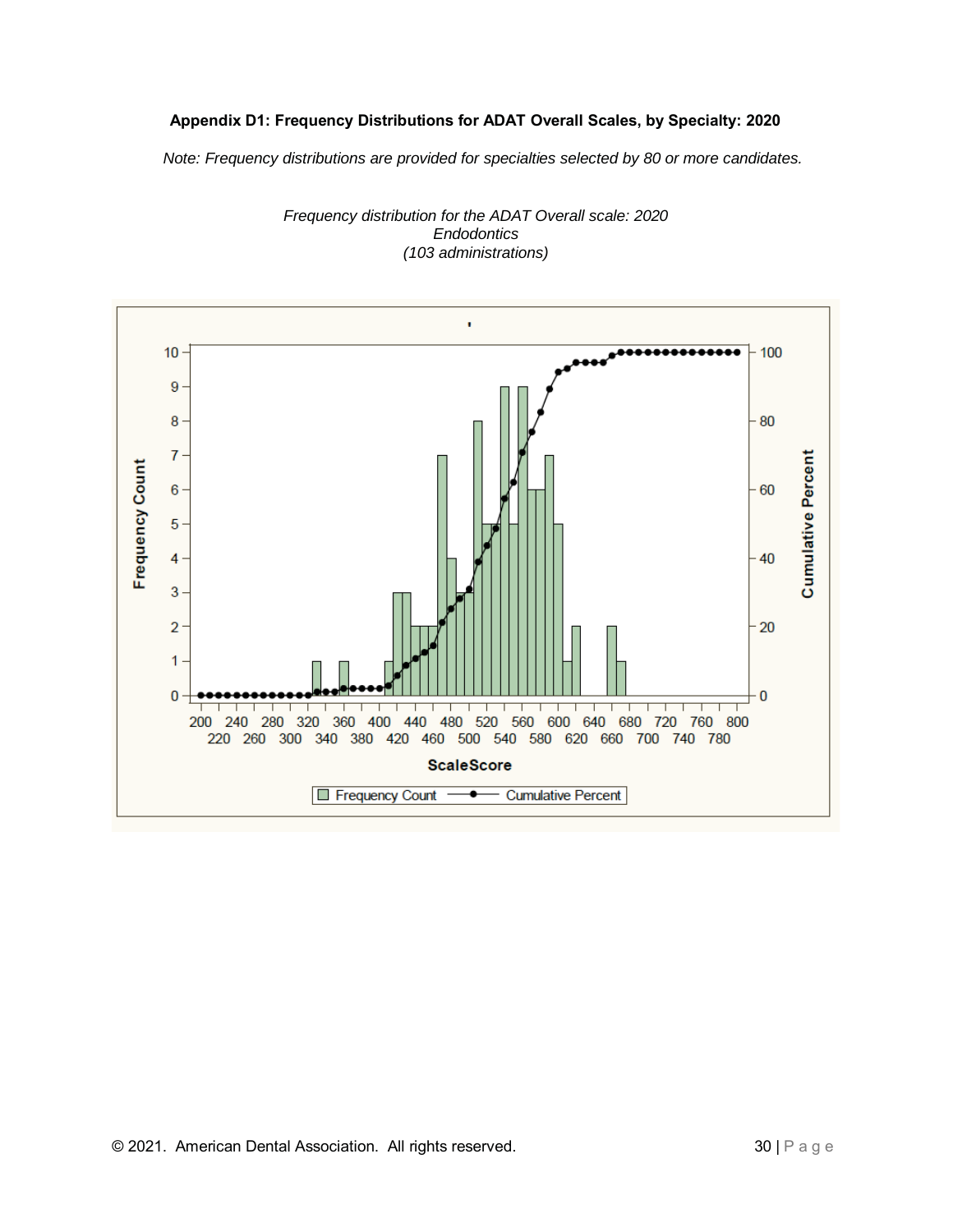**Appendix D1: Frequency Distributions for ADAT Overall Scales, by Specialty: 2020**

*Note: Frequency distributions are provided for specialties selected by 80 or more candidates.*

*Frequency distribution for the ADAT Overall scale: 2020*
*Endodontics*
*(103 administrations)*

Frequency Count

0
1
2
3
4
5
6
7
8
9
10

Cumulative Percent

0
20
40
60
80
100

ScaleScore

200 220 240 260 280 300 320 340 360 380 400 420 440 460 480 500 520 540 560 580 600 620 640 660 680 700 720 740 760 780 800

Frequency Count — Cumulative Percent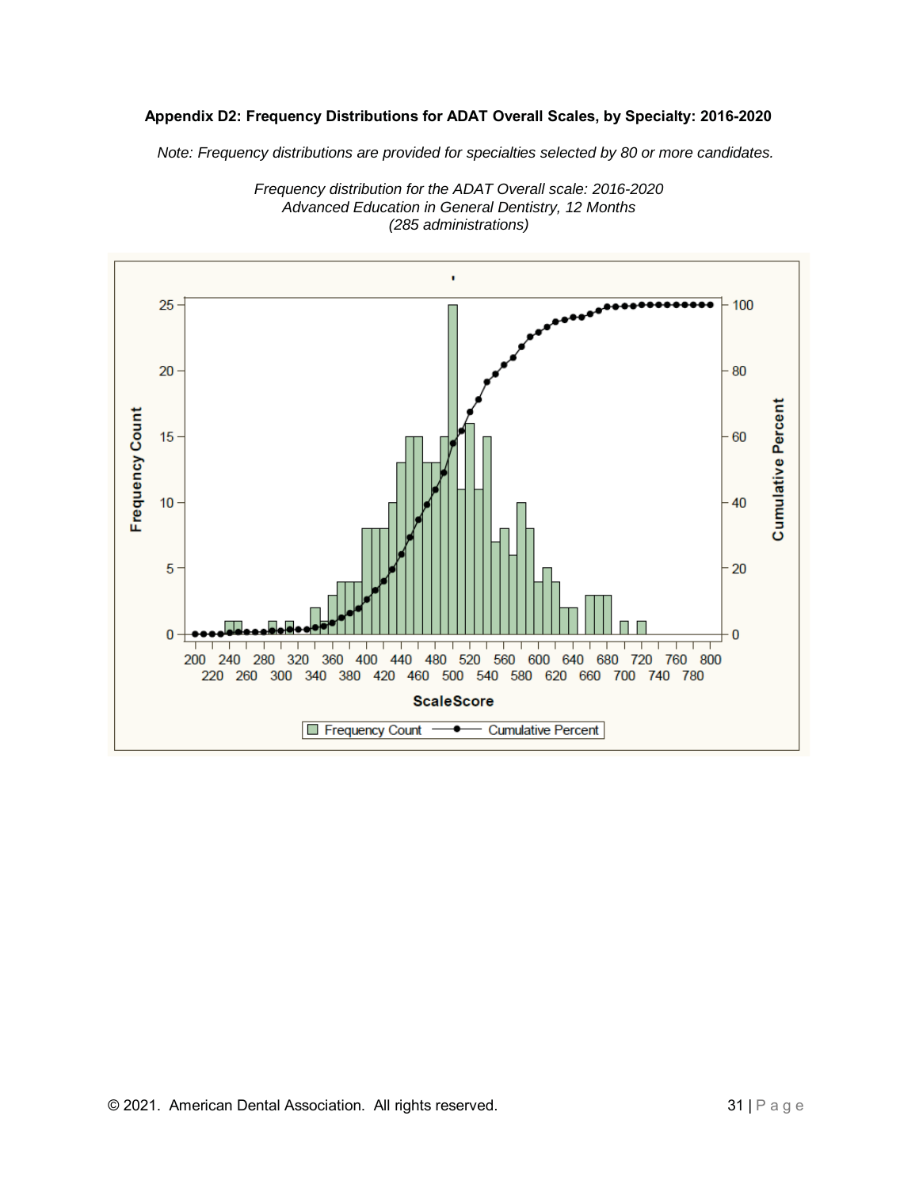**Appendix D2: Frequency Distributions for ADAT Overall Scales, by Specialty: 2016-2020**

*Note: Frequency distributions are provided for specialties selected by 80 or more candidates.*

*Frequency distribution for the ADAT Overall scale: 2016-2020*
*Advanced Education in General Dentistry, 12 Months*
*(285 administrations)*

Frequency Count

0
5
10
15
20
25

Cumulative Percent

0
20
40
60
80
100

200 240 280 320 360 400 440 480 520 560 600 640 680 720 760 800
220 260 300 340 380 420 460 500 540 580 620 660 700 740 780

ScaleScore

Frequency Count — Cumulative Percent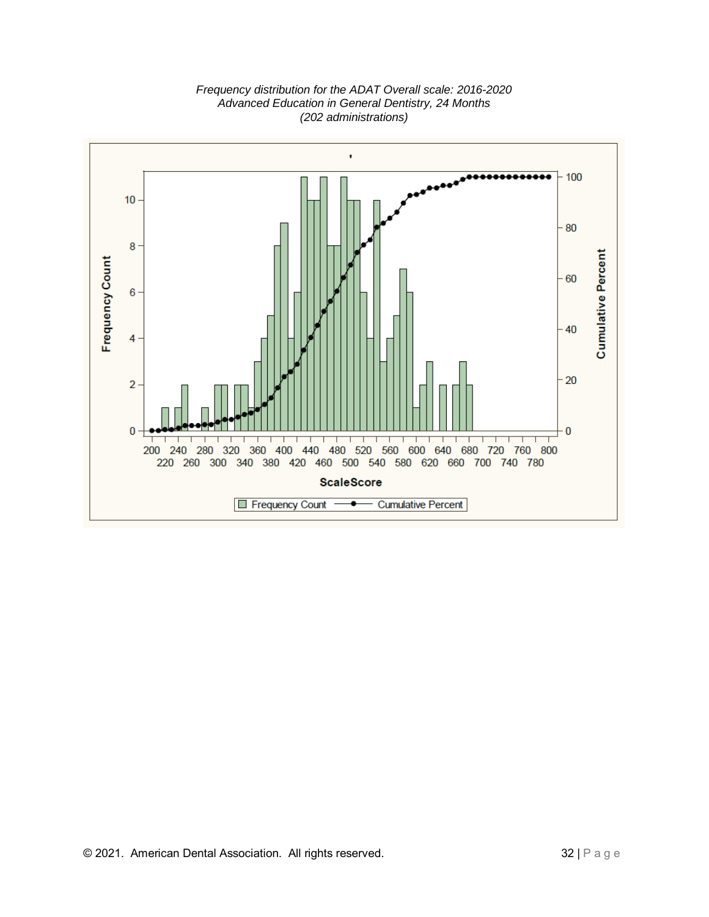*Frequency distribution for the ADAT Overall scale: 2016-2020*
*Advanced Education in General Dentistry, 24 Months*
*(202 administrations)*

Frequency Count

Cumulative Percent

0
2
4
6
8
10

0
20
40
60
80
100

200 240 280 320 360 400 440 480 520 560 600 640 680 720 760 800
220 260 300 340 380 420 460 500 540 580 620 660 700 740 780

ScaleScore

Frequency Count — Cumulative Percent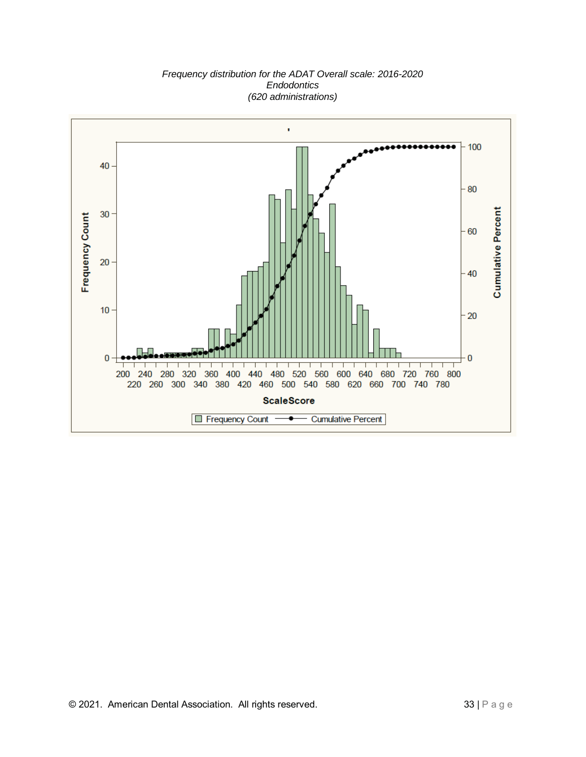*Frequency distribution for the ADAT Overall scale: 2016-2020*
*Endodontics*
*(620 administrations)*

Frequency Count

Cumulative Percent

0
10
20
30
40

0
20
40
60
80
100

200 220 240 260 280 300 320 340 360 380 400 420 440 460 480 500 520 540 560 580 600 620 640 660 680 700 720 740 760 780 800

**ScaleScore**

Frequency Count — Cumulative Percent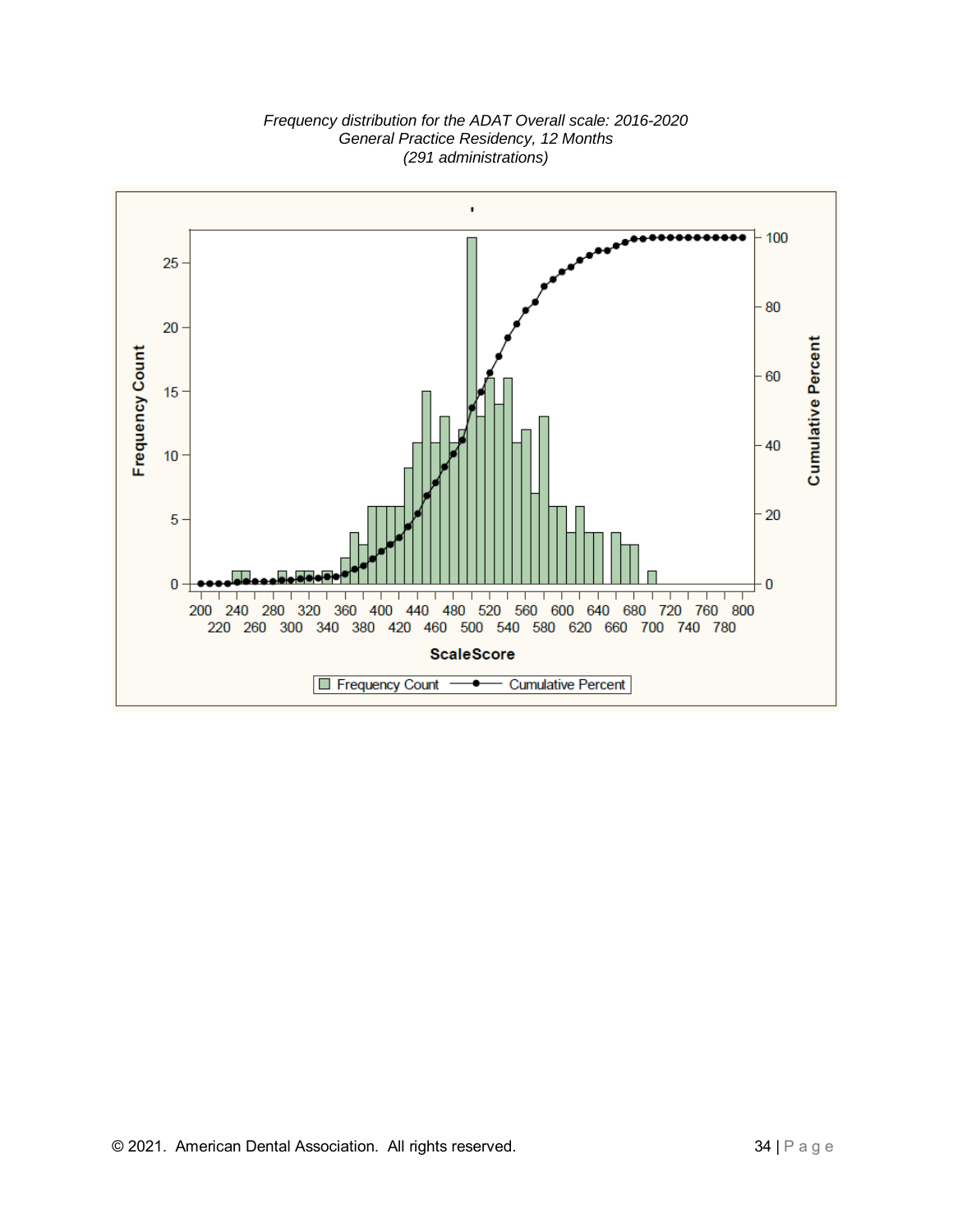*Frequency distribution for the ADAT Overall scale: 2016-2020*
*General Practice Residency, 12 Months*
*(291 administrations)*

Frequency Count

0
5
10
15
20
25

Cumulative Percent

0
20
40
60
80
100

200 240 280 320 360 400 440 480 520 560 600 640 680 720 760 800
220 260 300 340 380 420 460 500 540 580 620 660 700 740 780

**ScaleScore**

Frequency Count — Cumulative Percent

© 2021. American Dental Association. All rights reserved.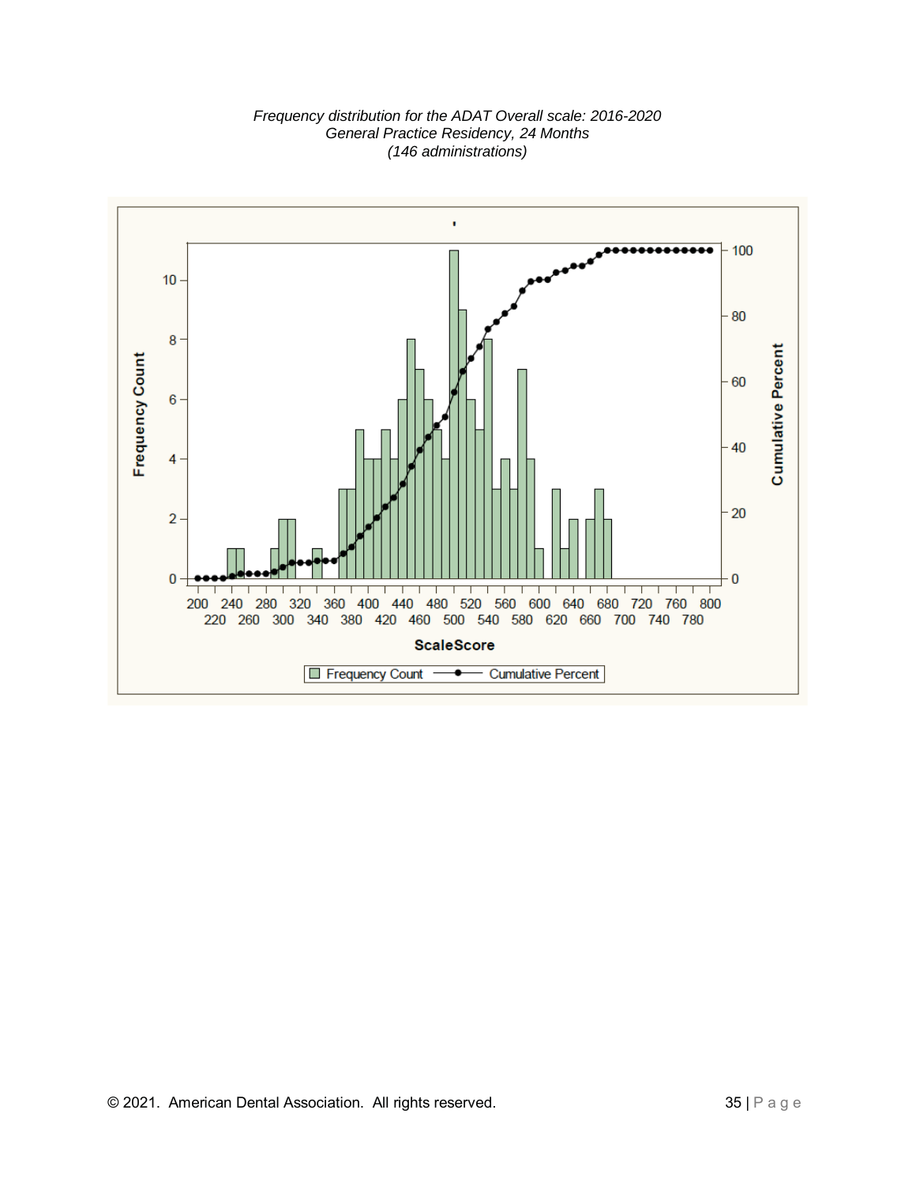*Frequency distribution for the ADAT Overall scale: 2016-2020*
*General Practice Residency, 24 Months*
*(146 administrations)*

Frequency Count

0
2
4
6
8
10

Cumulative Percent

0
20
40
60
80
100

200 240 280 320 360 400 440 480 520 560 600 640 680 720 760 800
220 260 300 340 380 420 460 500 540 580 620 660 700 740 780

**ScaleScore**

Frequency Count — Cumulative Percent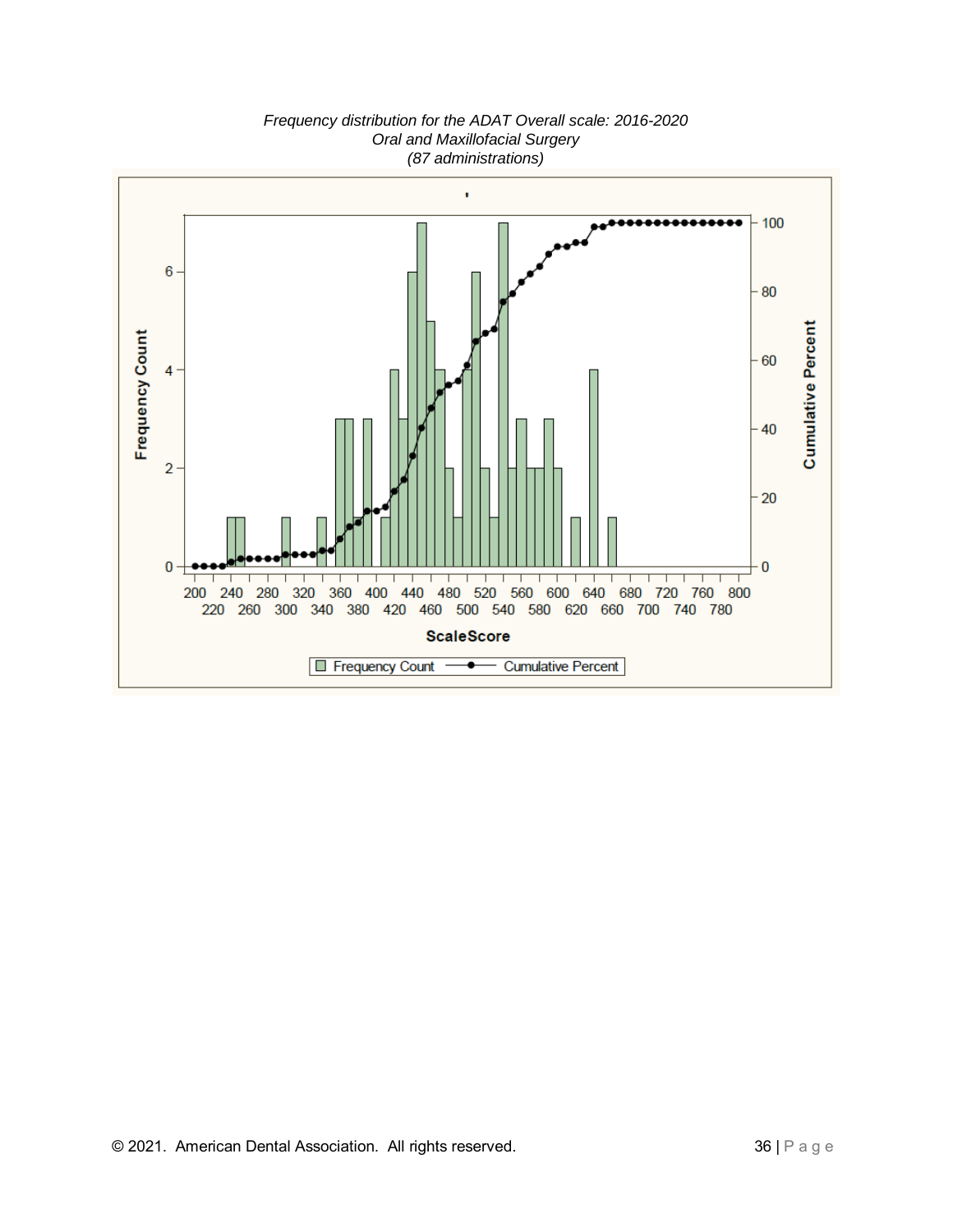*Frequency distribution for the ADAT Overall scale: 2016-2020*
*Oral and Maxillofacial Surgery*
*(87 administrations)*

Frequency Count

0
2
4
6

Cumulative Percent

0
20
40
60
80
100

200 220 240 260 280 300 320 340 360 380 400 420 440 460 480 500 520 540 560 580 600 620 640 660 680 700 720 740 760 780 800

ScaleScore

Frequency Count — Cumulative Percent

© 2021. American Dental Association. All rights reserved.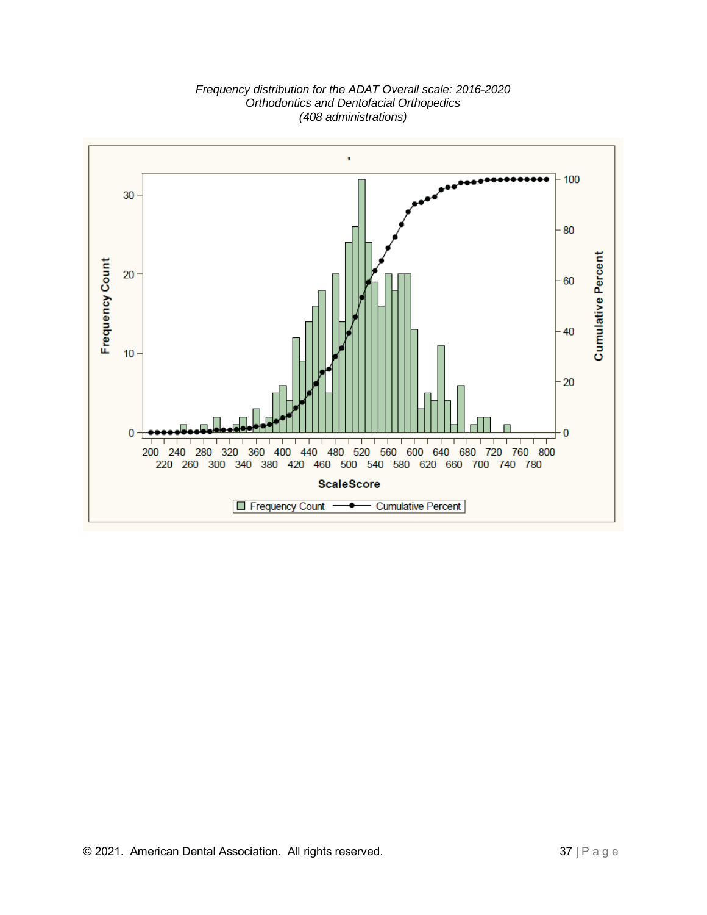*Frequency distribution for the ADAT Overall scale: 2016-2020*
*Orthodontics and Dentofacial Orthopedics*
*(408 administrations)*

Frequency Count

0
10
20
30

Cumulative Percent

0
20
40
60
80
100

200 220 240 260 280 300 320 340 360 380 400 420 440 460 480 500 520 540 560 580 600 620 640 660 680 700 720 740 760 780 800

**ScaleScore**

Frequency Count — Cumulative Percent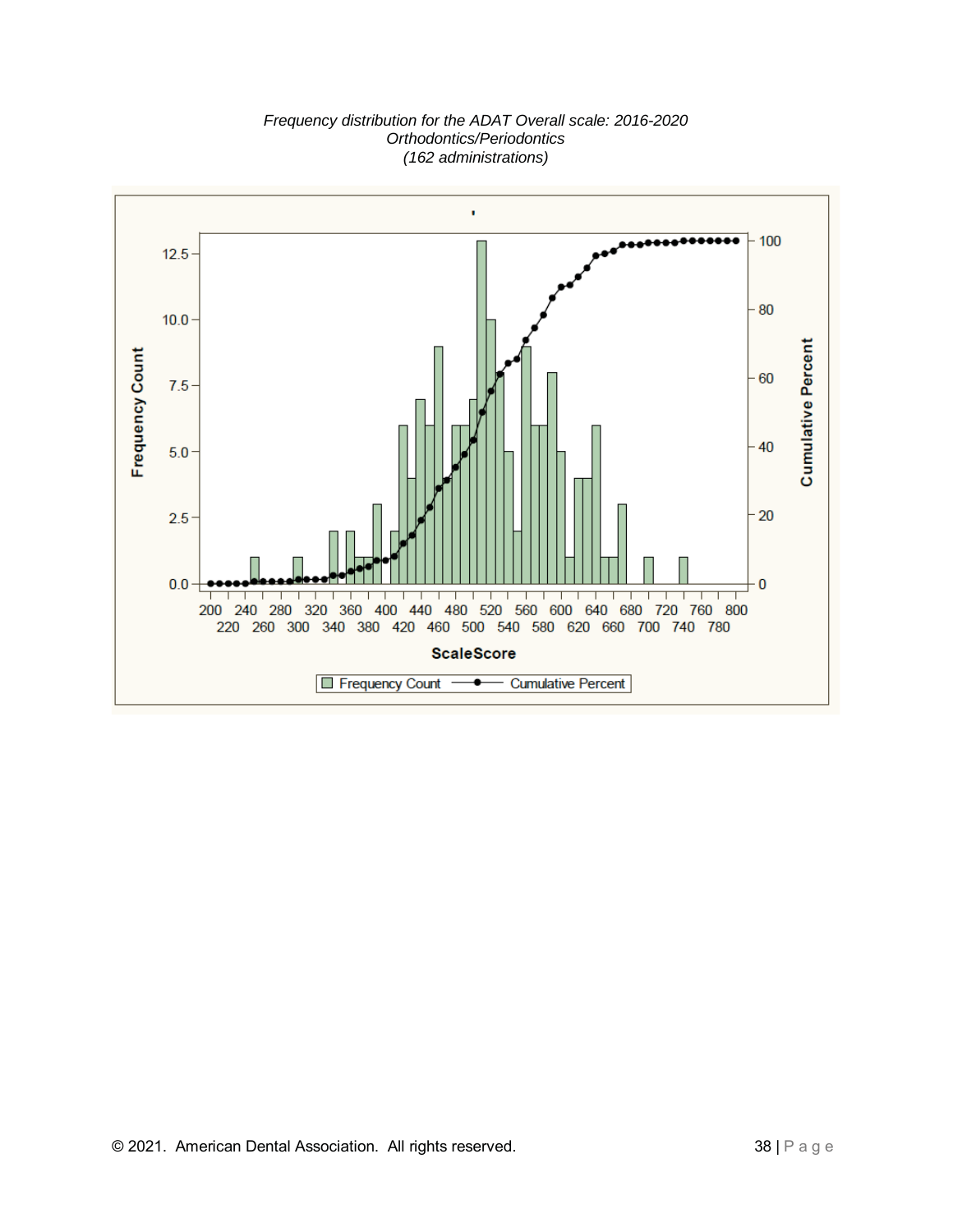*Frequency distribution for the ADAT Overall scale: 2016-2020*
*Orthodontics/Periodontics*
*(162 administrations)*

Frequency Count

12.5
10.0
7.5
5.0
2.5
0.0

Cumulative Percent

100
80
60
40
20
0

200 240 280 320 360 400 440 480 520 560 600 640 680 720 760 800
220 260 300 340 380 420 460 500 540 580 620 660 700 740 780

ScaleScore

Frequency Count — Cumulative Percent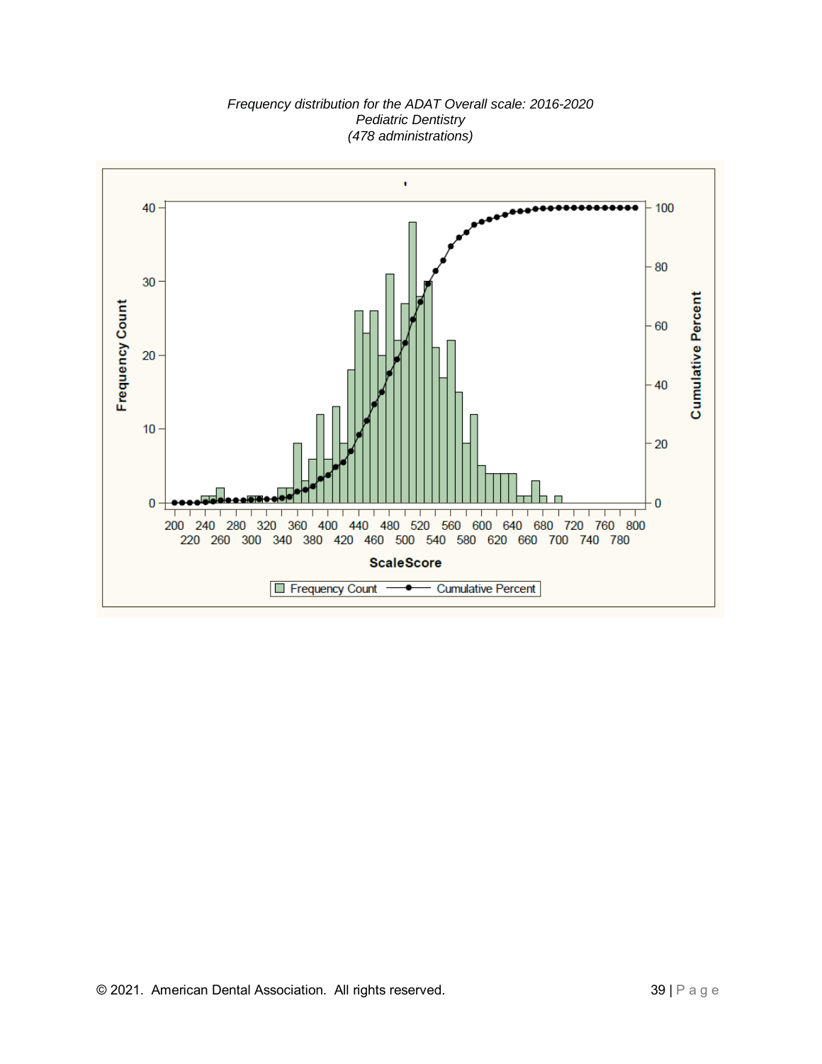*Frequency distribution for the ADAT Overall scale: 2016-2020*
*Pediatric Dentistry*
*(478 administrations)*

Frequency Count

Cumulative Percent

0
10
20
30
40

0
20
40
60
80
100

200 220 240 260 280 300 320 340 360 380 400 420 440 460 480 500 520 540 560 580 600 620 640 660 680 700 720 740 760 780 800

ScaleScore

Frequency Count — Cumulative Percent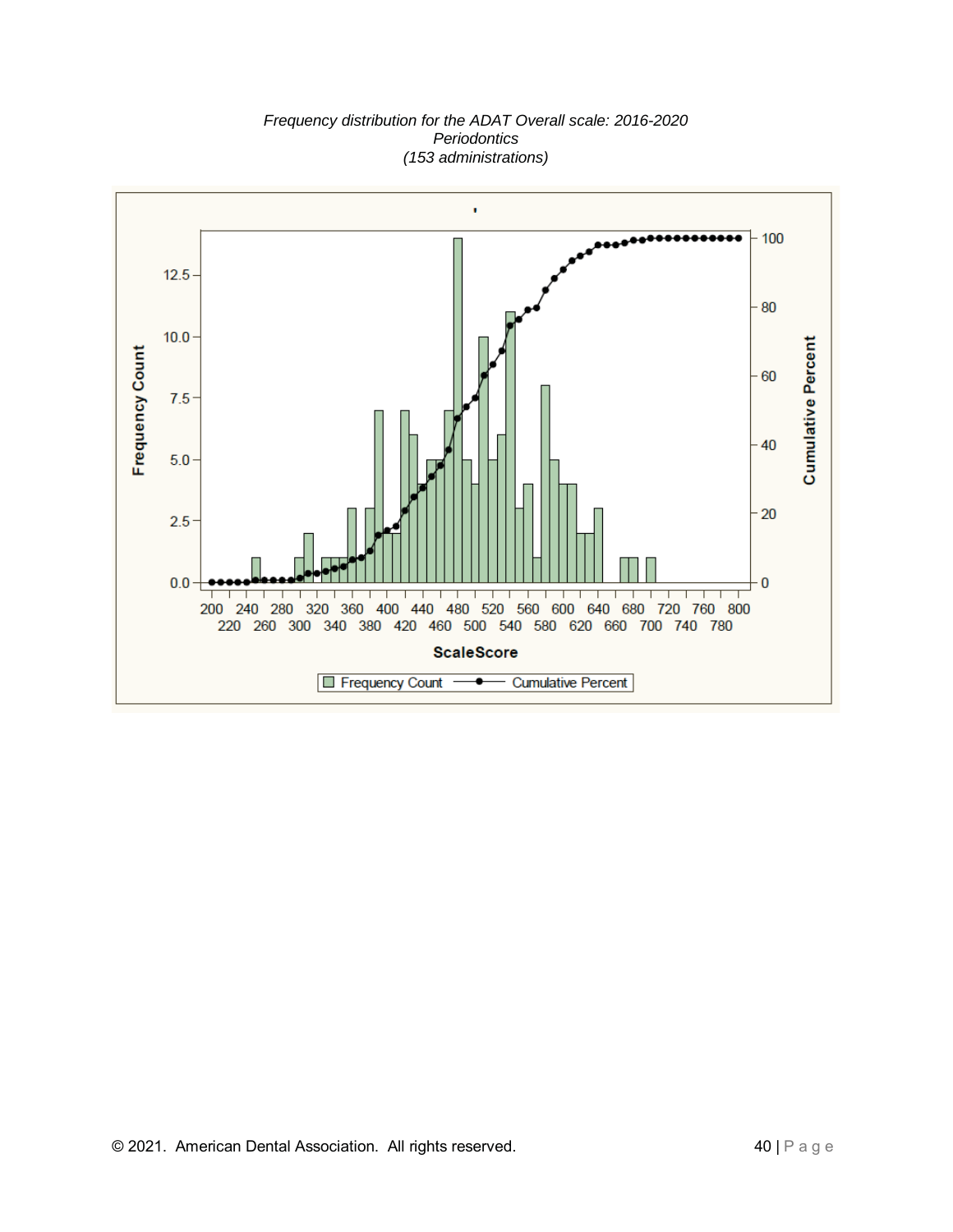*Frequency distribution for the ADAT Overall scale: 2016-2020*
*Periodontics*
*(153 administrations)*

Frequency Count

12.5
10.0
7.5
5.0
2.5
0.0

Cumulative Percent

100
80
60
40
20
0

200 240 280 320 360 400 440 480 520 560 600 640 680 720 760 800
220 260 300 340 380 420 460 500 540 580 620 660 700 740 780

ScaleScore

Frequency Count — Cumulative Percent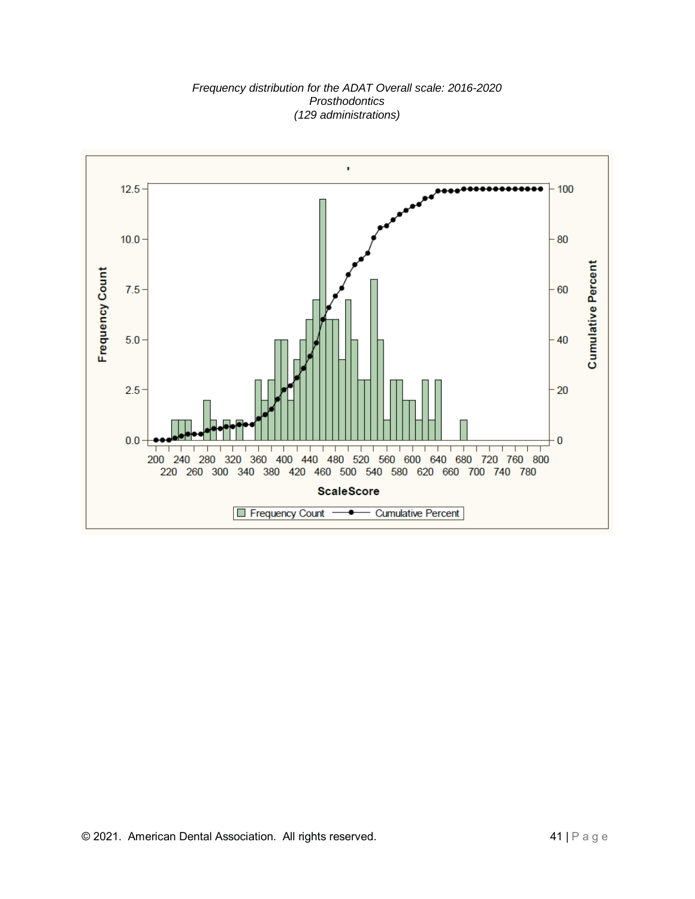*Frequency distribution for the ADAT Overall scale: 2016-2020*
*Prosthodontics*
*(129 administrations)*

Frequency Count

12.5
10.0
7.5
5.0
2.5
0.0

Cumulative Percent

100
80
60
40
20
0

200 220 240 260 280 300 320 340 360 380 400 420 440 460 480 500 520 540 560 580 600 620 640 660 680 700 720 740 760 780 800

ScaleScore

Frequency Count — Cumulative Percent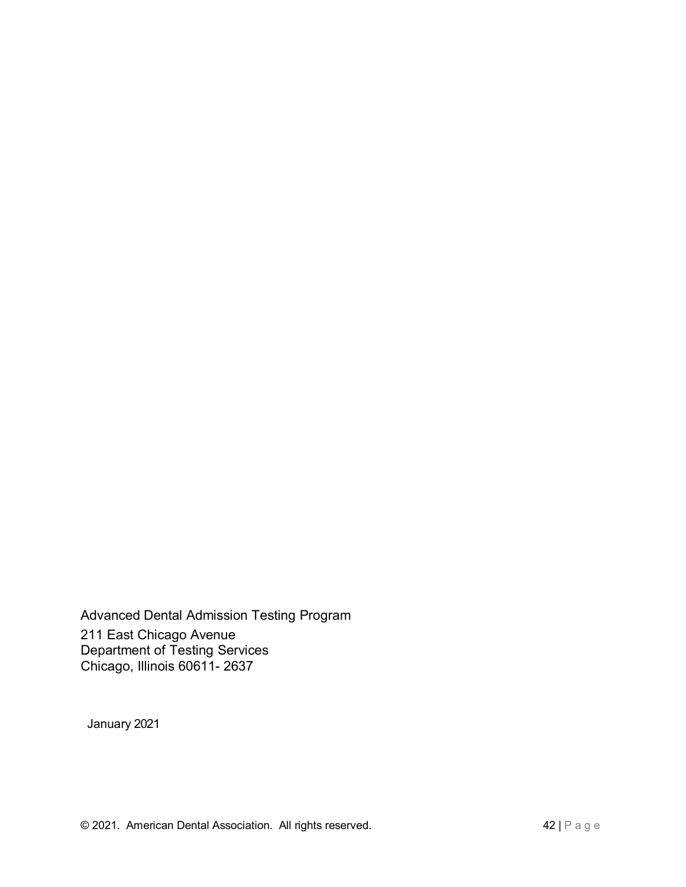Advanced Dental Admission Testing Program

211 East Chicago Avenue
Department of Testing Services
Chicago, Illinois 60611- 2637

January 2021

© 2021. American Dental Association. All rights reserved.